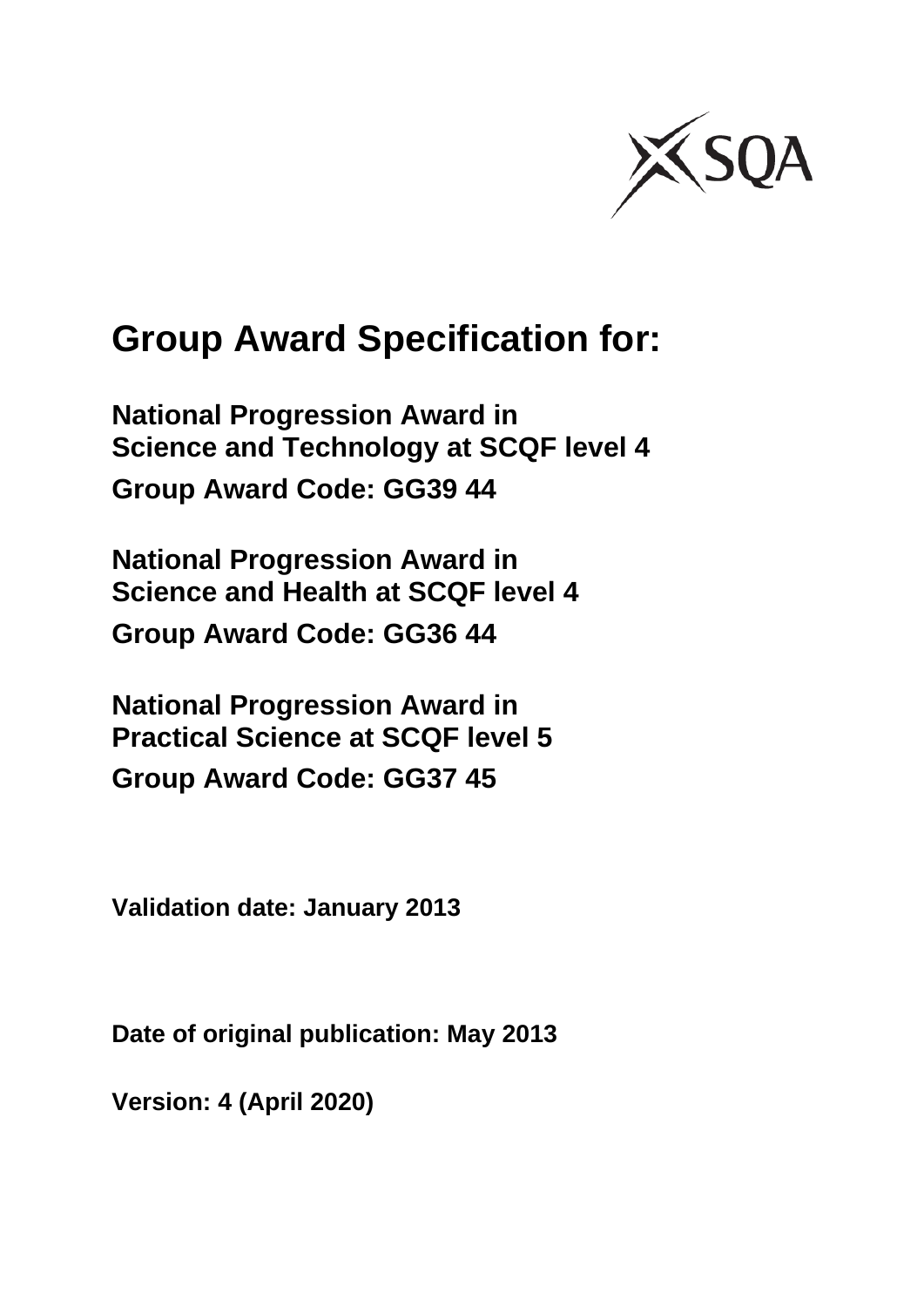# Group Award Specification for:

**National Progression Award in Science and Technology at SCQF level 4**

**Group Award Code: GG39 44**

**National Progression Award in Science and Health at SCQF level 4**

**Group Award Code: GG36 44**

**National Progression Award in Practical Science at SCQF level 5**

**Group Award Code: GG37 45**

**Validation date: January 2013**

**Date of original publication: May 2013**

**Version: 4 (April 2020)**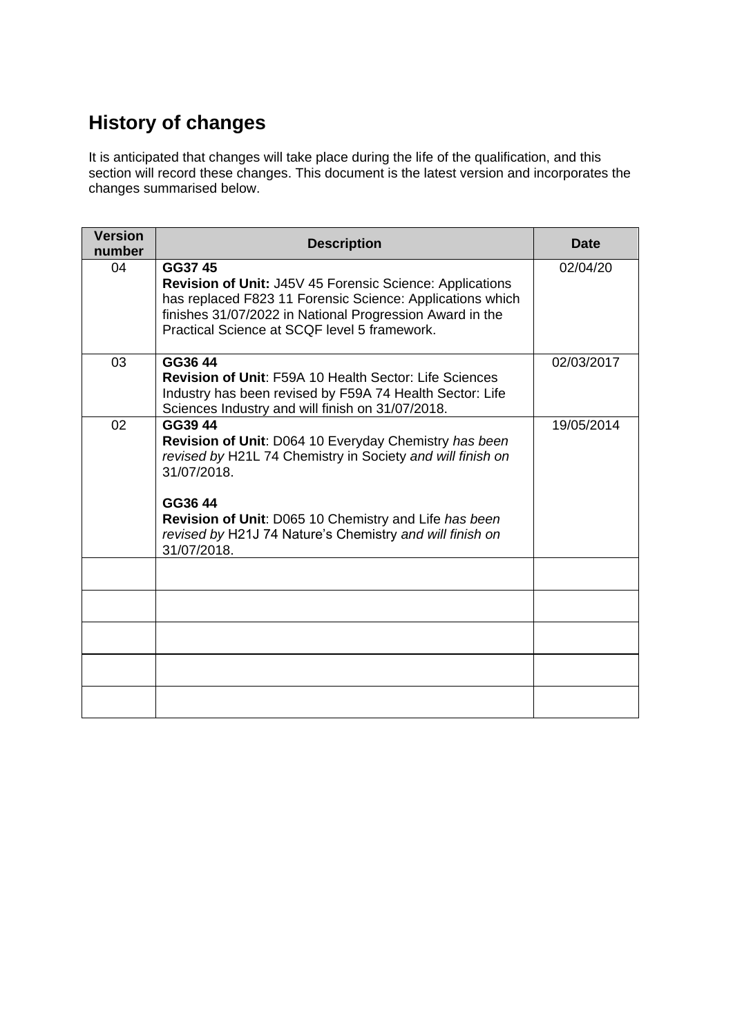## History of changes

It is anticipated that changes will take place during the life of the qualification, and this section will record these changes. This document is the latest version and incorporates the changes summarised below.

| Version number | Description | Date |
|---|---|---|
| 04 | **GG37 45**<br>**Revision of Unit:** J45V 45 Forensic Science: Applications has replaced F823 11 Forensic Science: Applications which finishes 31/07/2022 in National Progression Award in the Practical Science at SCQF level 5 framework. | 02/04/20 |
| 03 | **GG36 44**<br>**Revision of Unit**: F59A 10 Health Sector: Life Sciences Industry has been revised by F59A 74 Health Sector: Life Sciences Industry and will finish on 31/07/2018. | 02/03/2017 |
| 02 | **GG39 44**<br>**Revision of Unit**: D064 10 Everyday Chemistry *has been revised by* H21L 74 Chemistry in Society *and will finish on* 31/07/2018.<br><br>**GG36 44**<br>**Revision of Unit**: D065 10 Chemistry and Life *has been revised by* H21J 74 Nature's Chemistry *and will finish on* 31/07/2018. | 19/05/2014 |
| | | |
| | | |
| | | |
| | | |
| | | |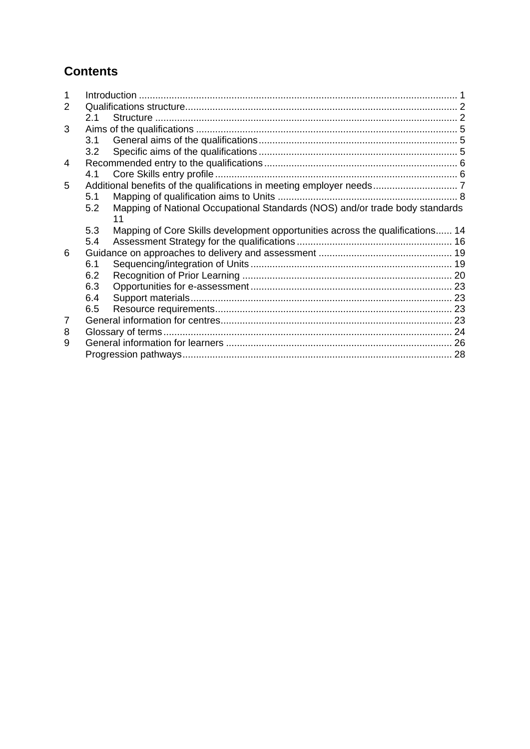## Contents

| | | |
|---|---|---|
| 1 | Introduction | 1 |
| 2 | Qualifications structure | 2 |
| | 2.1 Structure | 2 |
| 3 | Aims of the qualifications | 5 |
| | 3.1 General aims of the qualifications | 5 |
| | 3.2 Specific aims of the qualifications | 5 |
| 4 | Recommended entry to the qualifications | 6 |
| | 4.1 Core Skills entry profile | 6 |
| 5 | Additional benefits of the qualifications in meeting employer needs | 7 |
| | 5.1 Mapping of qualification aims to Units | 8 |
| | 5.2 Mapping of National Occupational Standards (NOS) and/or trade body standards | 11 |
| | 5.3 Mapping of Core Skills development opportunities across the qualifications | 14 |
| | 5.4 Assessment Strategy for the qualifications | 16 |
| 6 | Guidance on approaches to delivery and assessment | 19 |
| | 6.1 Sequencing/integration of Units | 19 |
| | 6.2 Recognition of Prior Learning | 20 |
| | 6.3 Opportunities for e-assessment | 23 |
| | 6.4 Support materials | 23 |
| | 6.5 Resource requirements | 23 |
| 7 | General information for centres | 23 |
| 8 | Glossary of terms | 24 |
| 9 | General information for learners | 26 |
| | Progression pathways | 28 |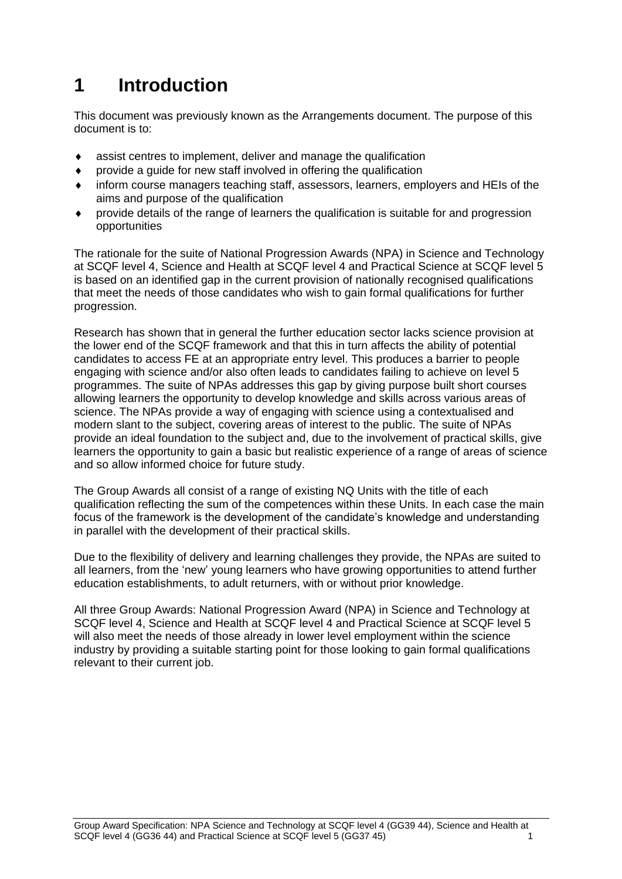# 1 Introduction

This document was previously known as the Arrangements document. The purpose of this document is to:

- assist centres to implement, deliver and manage the qualification
- provide a guide for new staff involved in offering the qualification
- inform course managers teaching staff, assessors, learners, employers and HEIs of the aims and purpose of the qualification
- provide details of the range of learners the qualification is suitable for and progression opportunities

The rationale for the suite of National Progression Awards (NPA) in Science and Technology at SCQF level 4, Science and Health at SCQF level 4 and Practical Science at SCQF level 5 is based on an identified gap in the current provision of nationally recognised qualifications that meet the needs of those candidates who wish to gain formal qualifications for further progression.

Research has shown that in general the further education sector lacks science provision at the lower end of the SCQF framework and that this in turn affects the ability of potential candidates to access FE at an appropriate entry level. This produces a barrier to people engaging with science and/or also often leads to candidates failing to achieve on level 5 programmes. The suite of NPAs addresses this gap by giving purpose built short courses allowing learners the opportunity to develop knowledge and skills across various areas of science. The NPAs provide a way of engaging with science using a contextualised and modern slant to the subject, covering areas of interest to the public. The suite of NPAs provide an ideal foundation to the subject and, due to the involvement of practical skills, give learners the opportunity to gain a basic but realistic experience of a range of areas of science and so allow informed choice for future study.

The Group Awards all consist of a range of existing NQ Units with the title of each qualification reflecting the sum of the competences within these Units. In each case the main focus of the framework is the development of the candidate's knowledge and understanding in parallel with the development of their practical skills.

Due to the flexibility of delivery and learning challenges they provide, the NPAs are suited to all learners, from the 'new' young learners who have growing opportunities to attend further education establishments, to adult returners, with or without prior knowledge.

All three Group Awards: National Progression Award (NPA) in Science and Technology at SCQF level 4, Science and Health at SCQF level 4 and Practical Science at SCQF level 5 will also meet the needs of those already in lower level employment within the science industry by providing a suitable starting point for those looking to gain formal qualifications relevant to their current job.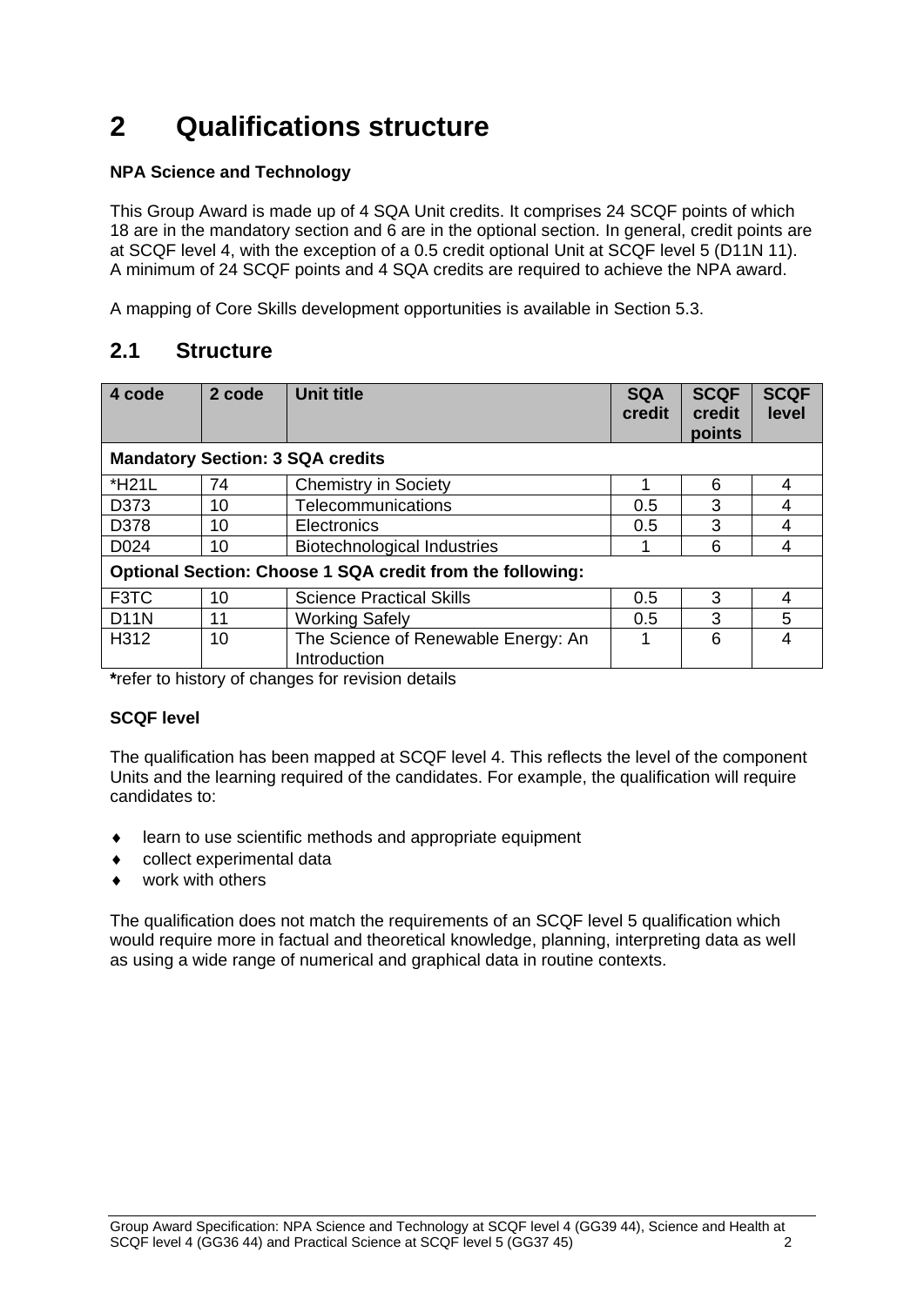# 2 Qualifications structure

**NPA Science and Technology**

This Group Award is made up of 4 SQA Unit credits. It comprises 24 SCQF points of which 18 are in the mandatory section and 6 are in the optional section. In general, credit points are at SCQF level 4, with the exception of a 0.5 credit optional Unit at SCQF level 5 (D11N 11). A minimum of 24 SCQF points and 4 SQA credits are required to achieve the NPA award.

A mapping of Core Skills development opportunities is available in Section 5.3.

## 2.1 Structure

| 4 code | 2 code | Unit title | SQA credit | SCQF credit points | SCQF level |
|---|---|---|---|---|---|
| **Mandatory Section: 3 SQA credits** | | | | | |
| *H21L | 74 | Chemistry in Society | 1 | 6 | 4 |
| D373 | 10 | Telecommunications | 0.5 | 3 | 4 |
| D378 | 10 | Electronics | 0.5 | 3 | 4 |
| D024 | 10 | Biotechnological Industries | 1 | 6 | 4 |
| **Optional Section: Choose 1 SQA credit from the following:** | | | | | |
| F3TC | 10 | Science Practical Skills | 0.5 | 3 | 4 |
| D11N | 11 | Working Safely | 0.5 | 3 | 5 |
| H312 | 10 | The Science of Renewable Energy: An Introduction | 1 | 6 | 4 |

**\***refer to history of changes for revision details

**SCQF level**

The qualification has been mapped at SCQF level 4. This reflects the level of the component Units and the learning required of the candidates. For example, the qualification will require candidates to:

- learn to use scientific methods and appropriate equipment
- collect experimental data
- work with others

The qualification does not match the requirements of an SCQF level 5 qualification which would require more in factual and theoretical knowledge, planning, interpreting data as well as using a wide range of numerical and graphical data in routine contexts.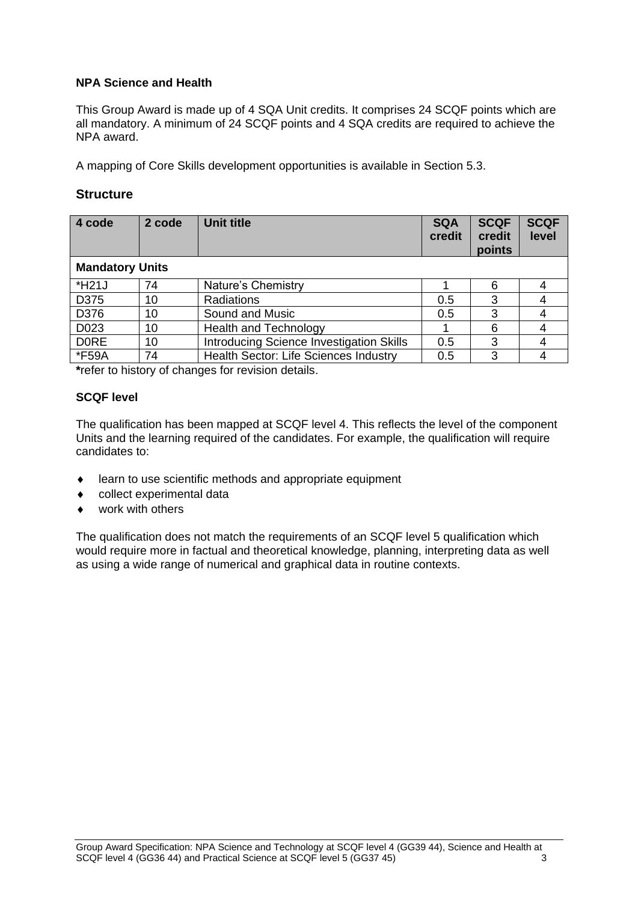**NPA Science and Health**

This Group Award is made up of 4 SQA Unit credits. It comprises 24 SCQF points which are all mandatory. A minimum of 24 SCQF points and 4 SQA credits are required to achieve the NPA award.

A mapping of Core Skills development opportunities is available in Section 5.3.

## Structure

| 4 code | 2 code | Unit title | SQA credit | SCQF credit points | SCQF level |
|---|---|---|---|---|---|
| **Mandatory Units** | | | | | |
| *H21J | 74 | Nature's Chemistry | 1 | 6 | 4 |
| D375 | 10 | Radiations | 0.5 | 3 | 4 |
| D376 | 10 | Sound and Music | 0.5 | 3 | 4 |
| D023 | 10 | Health and Technology | 1 | 6 | 4 |
| D0RE | 10 | Introducing Science Investigation Skills | 0.5 | 3 | 4 |
| *F59A | 74 | Health Sector: Life Sciences Industry | 0.5 | 3 | 4 |

***refer to history of changes for revision details.

**SCQF level**

The qualification has been mapped at SCQF level 4. This reflects the level of the component Units and the learning required of the candidates. For example, the qualification will require candidates to:

- learn to use scientific methods and appropriate equipment
- collect experimental data
- work with others

The qualification does not match the requirements of an SCQF level 5 qualification which would require more in factual and theoretical knowledge, planning, interpreting data as well as using a wide range of numerical and graphical data in routine contexts.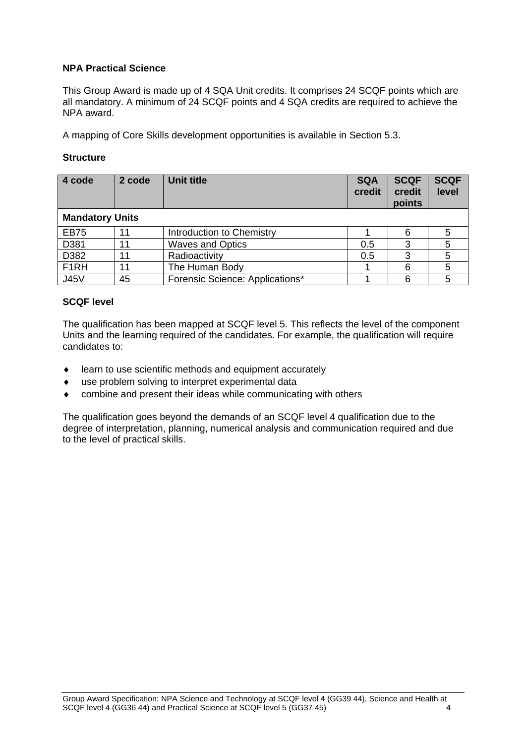**NPA Practical Science**

This Group Award is made up of 4 SQA Unit credits. It comprises 24 SCQF points which are all mandatory. A minimum of 24 SCQF points and 4 SQA credits are required to achieve the NPA award.

A mapping of Core Skills development opportunities is available in Section 5.3.

**Structure**

| 4 code | 2 code | Unit title | SQA credit | SCQF credit points | SCQF level |
|---|---|---|---|---|---|
| **Mandatory Units** | | | | | |
| EB75 | 11 | Introduction to Chemistry | 1 | 6 | 5 |
| D381 | 11 | Waves and Optics | 0.5 | 3 | 5 |
| D382 | 11 | Radioactivity | 0.5 | 3 | 5 |
| F1RH | 11 | The Human Body | 1 | 6 | 5 |
| J45V | 45 | Forensic Science: Applications* | 1 | 6 | 5 |

**SCQF level**

The qualification has been mapped at SCQF level 5. This reflects the level of the component Units and the learning required of the candidates. For example, the qualification will require candidates to:

- learn to use scientific methods and equipment accurately
- use problem solving to interpret experimental data
- combine and present their ideas while communicating with others

The qualification goes beyond the demands of an SCQF level 4 qualification due to the degree of interpretation, planning, numerical analysis and communication required and due to the level of practical skills.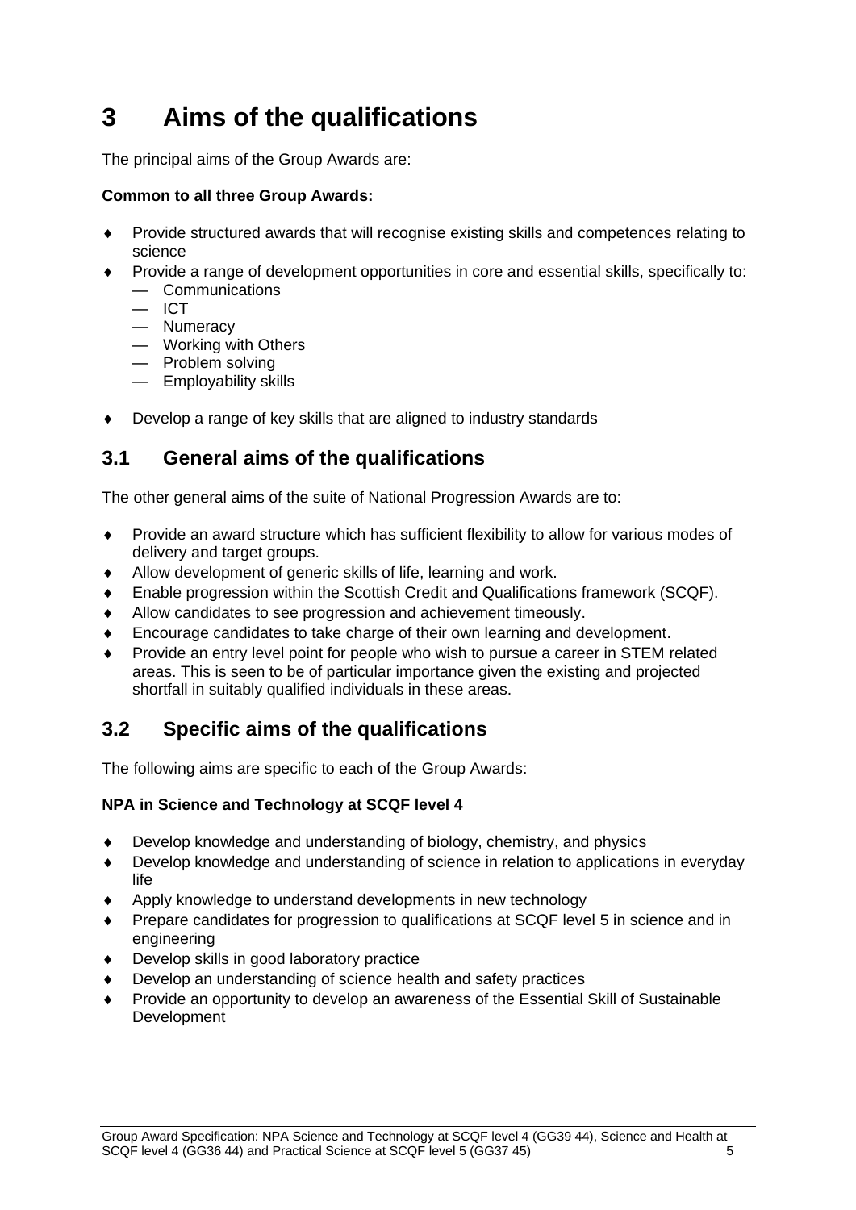# 3 Aims of the qualifications

The principal aims of the Group Awards are:

**Common to all three Group Awards:**

- Provide structured awards that will recognise existing skills and competences relating to science
- Provide a range of development opportunities in core and essential skills, specifically to:
  - Communications
  - ICT
  - Numeracy
  - Working with Others
  - Problem solving
  - Employability skills
- Develop a range of key skills that are aligned to industry standards

## 3.1 General aims of the qualifications

The other general aims of the suite of National Progression Awards are to:

- Provide an award structure which has sufficient flexibility to allow for various modes of delivery and target groups.
- Allow development of generic skills of life, learning and work.
- Enable progression within the Scottish Credit and Qualifications framework (SCQF).
- Allow candidates to see progression and achievement timeously.
- Encourage candidates to take charge of their own learning and development.
- Provide an entry level point for people who wish to pursue a career in STEM related areas. This is seen to be of particular importance given the existing and projected shortfall in suitably qualified individuals in these areas.

## 3.2 Specific aims of the qualifications

The following aims are specific to each of the Group Awards:

**NPA in Science and Technology at SCQF level 4**

- Develop knowledge and understanding of biology, chemistry, and physics
- Develop knowledge and understanding of science in relation to applications in everyday life
- Apply knowledge to understand developments in new technology
- Prepare candidates for progression to qualifications at SCQF level 5 in science and in engineering
- Develop skills in good laboratory practice
- Develop an understanding of science health and safety practices
- Provide an opportunity to develop an awareness of the Essential Skill of Sustainable Development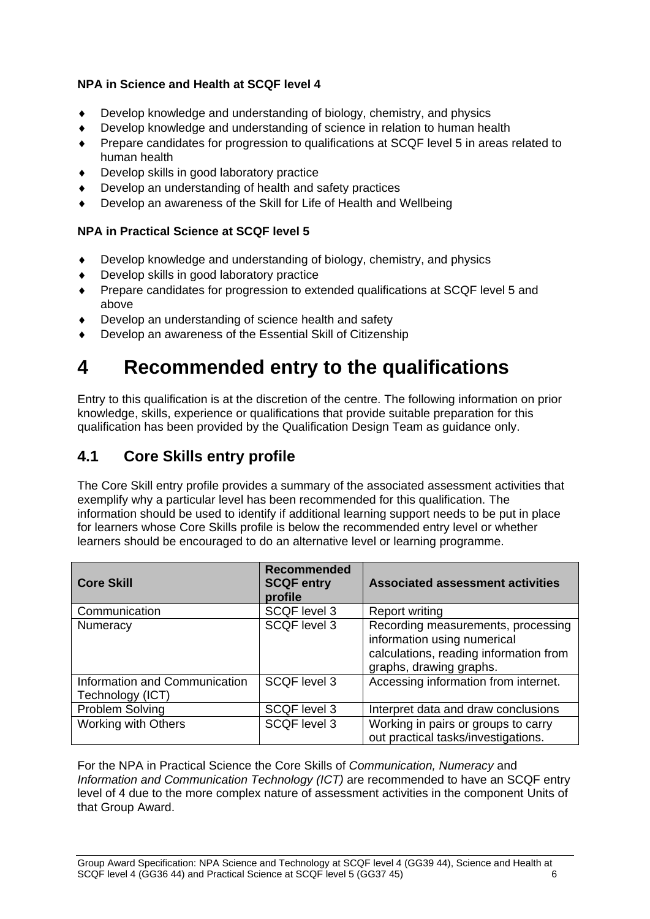**NPA in Science and Health at SCQF level 4**

- Develop knowledge and understanding of biology, chemistry, and physics
- Develop knowledge and understanding of science in relation to human health
- Prepare candidates for progression to qualifications at SCQF level 5 in areas related to human health
- Develop skills in good laboratory practice
- Develop an understanding of health and safety practices
- Develop an awareness of the Skill for Life of Health and Wellbeing

**NPA in Practical Science at SCQF level 5**

- Develop knowledge and understanding of biology, chemistry, and physics
- Develop skills in good laboratory practice
- Prepare candidates for progression to extended qualifications at SCQF level 5 and above
- Develop an understanding of science health and safety
- Develop an awareness of the Essential Skill of Citizenship

# 4 Recommended entry to the qualifications

Entry to this qualification is at the discretion of the centre. The following information on prior knowledge, skills, experience or qualifications that provide suitable preparation for this qualification has been provided by the Qualification Design Team as guidance only.

## 4.1 Core Skills entry profile

The Core Skill entry profile provides a summary of the associated assessment activities that exemplify why a particular level has been recommended for this qualification. The information should be used to identify if additional learning support needs to be put in place for learners whose Core Skills profile is below the recommended entry level or whether learners should be encouraged to do an alternative level or learning programme.

| Core Skill | Recommended SCQF entry profile | Associated assessment activities |
|---|---|---|
| Communication | SCQF level 3 | Report writing |
| Numeracy | SCQF level 3 | Recording measurements, processing information using numerical calculations, reading information from graphs, drawing graphs. |
| Information and Communication Technology (ICT) | SCQF level 3 | Accessing information from internet. |
| Problem Solving | SCQF level 3 | Interpret data and draw conclusions |
| Working with Others | SCQF level 3 | Working in pairs or groups to carry out practical tasks/investigations. |

For the NPA in Practical Science the Core Skills of *Communication, Numeracy* and *Information and Communication Technology (ICT)* are recommended to have an SCQF entry level of 4 due to the more complex nature of assessment activities in the component Units of that Group Award.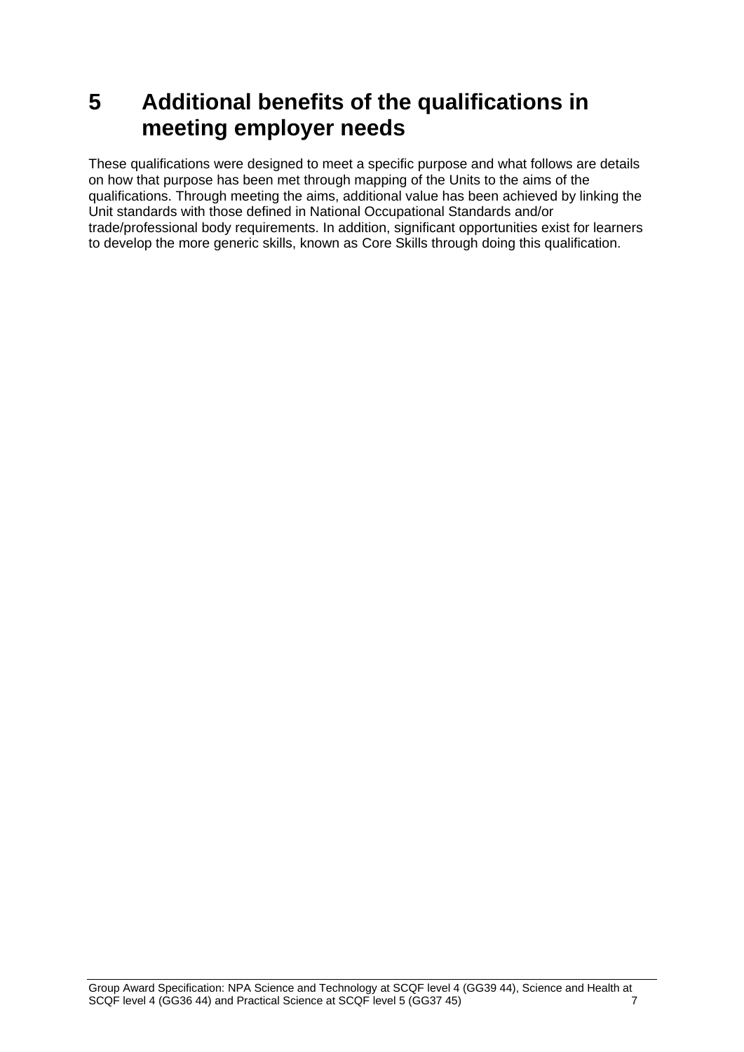# 5 Additional benefits of the qualifications in meeting employer needs

These qualifications were designed to meet a specific purpose and what follows are details on how that purpose has been met through mapping of the Units to the aims of the qualifications. Through meeting the aims, additional value has been achieved by linking the Unit standards with those defined in National Occupational Standards and/or trade/professional body requirements. In addition, significant opportunities exist for learners to develop the more generic skills, known as Core Skills through doing this qualification.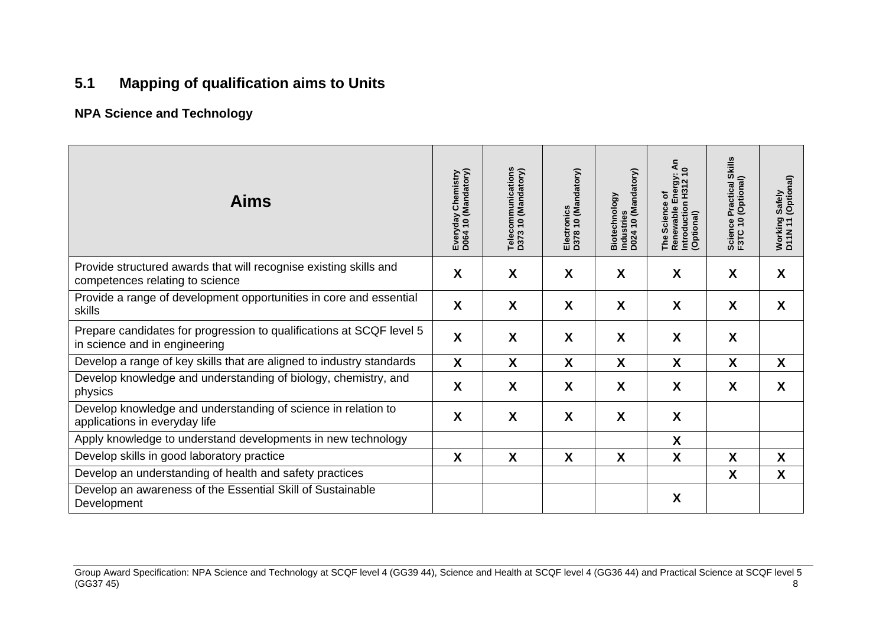## 5.1 Mapping of qualification aims to Units

### NPA Science and Technology

| Aims | Everyday Chemistry D064 10 (Mandatory) | Telecommunications D373 10 (Mandatory) | Electronics D378 10 (Mandatory) | Biotechnology Industries D024 10 (Mandatory) | The Science of Renewable Energy: An Introduction H312 10 (Optional) | Science Practical Skills F3TC 10 (Optional) | Working Safely D11N 11 (Optional) |
|---|---|---|---|---|---|---|---|
| Provide structured awards that will recognise existing skills and competences relating to science | X | X | X | X | X | X | X |
| Provide a range of development opportunities in core and essential skills | X | X | X | X | X | X | X |
| Prepare candidates for progression to qualifications at SCQF level 5 in science and in engineering | X | X | X | X | X | X | |
| Develop a range of key skills that are aligned to industry standards | X | X | X | X | X | X | X |
| Develop knowledge and understanding of biology, chemistry, and physics | X | X | X | X | X | X | X |
| Develop knowledge and understanding of science in relation to applications in everyday life | X | X | X | X | X | | |
| Apply knowledge to understand developments in new technology | | | | | X | | |
| Develop skills in good laboratory practice | X | X | X | X | X | X | X |
| Develop an understanding of health and safety practices | | | | | | X | X |
| Develop an awareness of the Essential Skill of Sustainable Development | | | | | X | | |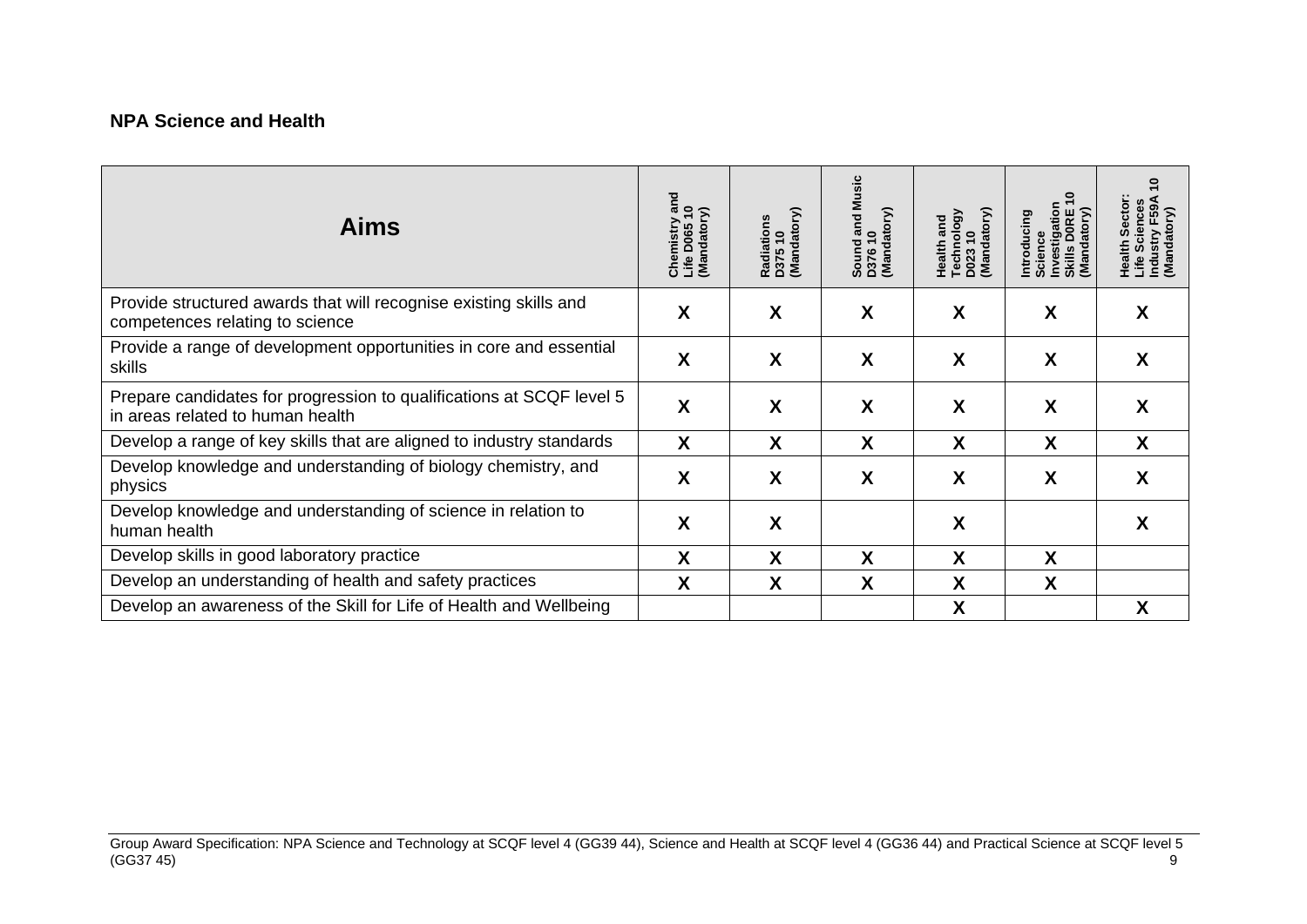**NPA Science and Health**

| Aims | Chemistry and Life D065 10 (Mandatory) | Radiations D375 10 (Mandatory) | Sound and Music D376 10 (Mandatory) | Health and Technology D023 10 (Mandatory) | Introducing Science Investigation Skills D0RE 10 (Mandatory) | Health Sector: Life Sciences Industry F59A 10 (Mandatory) |
|---|---|---|---|---|---|---|
| Provide structured awards that will recognise existing skills and competences relating to science | X | X | X | X | X | X |
| Provide a range of development opportunities in core and essential skills | X | X | X | X | X | X |
| Prepare candidates for progression to qualifications at SCQF level 5 in areas related to human health | X | X | X | X | X | X |
| Develop a range of key skills that are aligned to industry standards | X | X | X | X | X | X |
| Develop knowledge and understanding of biology chemistry, and physics | X | X | X | X | X | X |
| Develop knowledge and understanding of science in relation to human health | X | X | | X | | X |
| Develop skills in good laboratory practice | X | X | X | X | X | |
| Develop an understanding of health and safety practices | X | X | X | X | X | |
| Develop an awareness of the Skill for Life of Health and Wellbeing | | | | X | | X |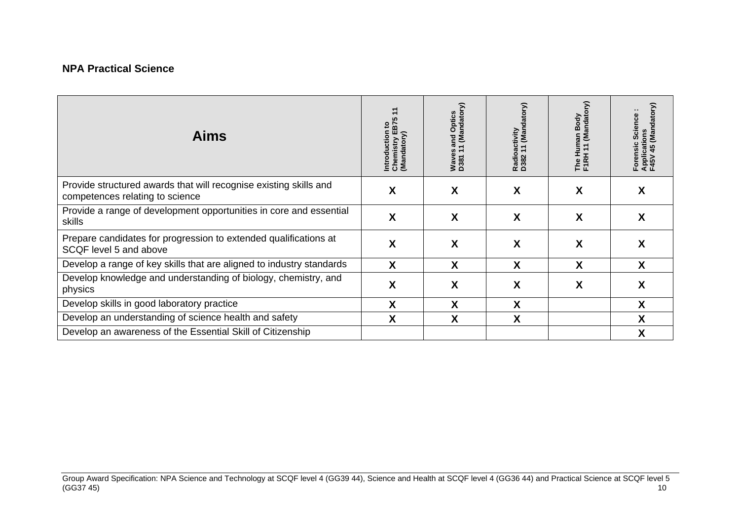**NPA Practical Science**

| Aims | Introduction to Chemistry EB75 11 (Mandatory) | Waves and Optics D381 11 (Mandatory) | Radioactivity D382 11 (Mandatory) | The Human Body F1RH 11 (Mandatory) | Forensic Science : Applications F45V 45 (Mandatory) |
|---|---|---|---|---|---|
| Provide structured awards that will recognise existing skills and competences relating to science | X | X | X | X | X |
| Provide a range of development opportunities in core and essential skills | X | X | X | X | X |
| Prepare candidates for progression to extended qualifications at SCQF level 5 and above | X | X | X | X | X |
| Develop a range of key skills that are aligned to industry standards | X | X | X | X | X |
| Develop knowledge and understanding of biology, chemistry, and physics | X | X | X | X | X |
| Develop skills in good laboratory practice | X | X | X | | X |
| Develop an understanding of science health and safety | X | X | X | | X |
| Develop an awareness of the Essential Skill of Citizenship | | | | | X |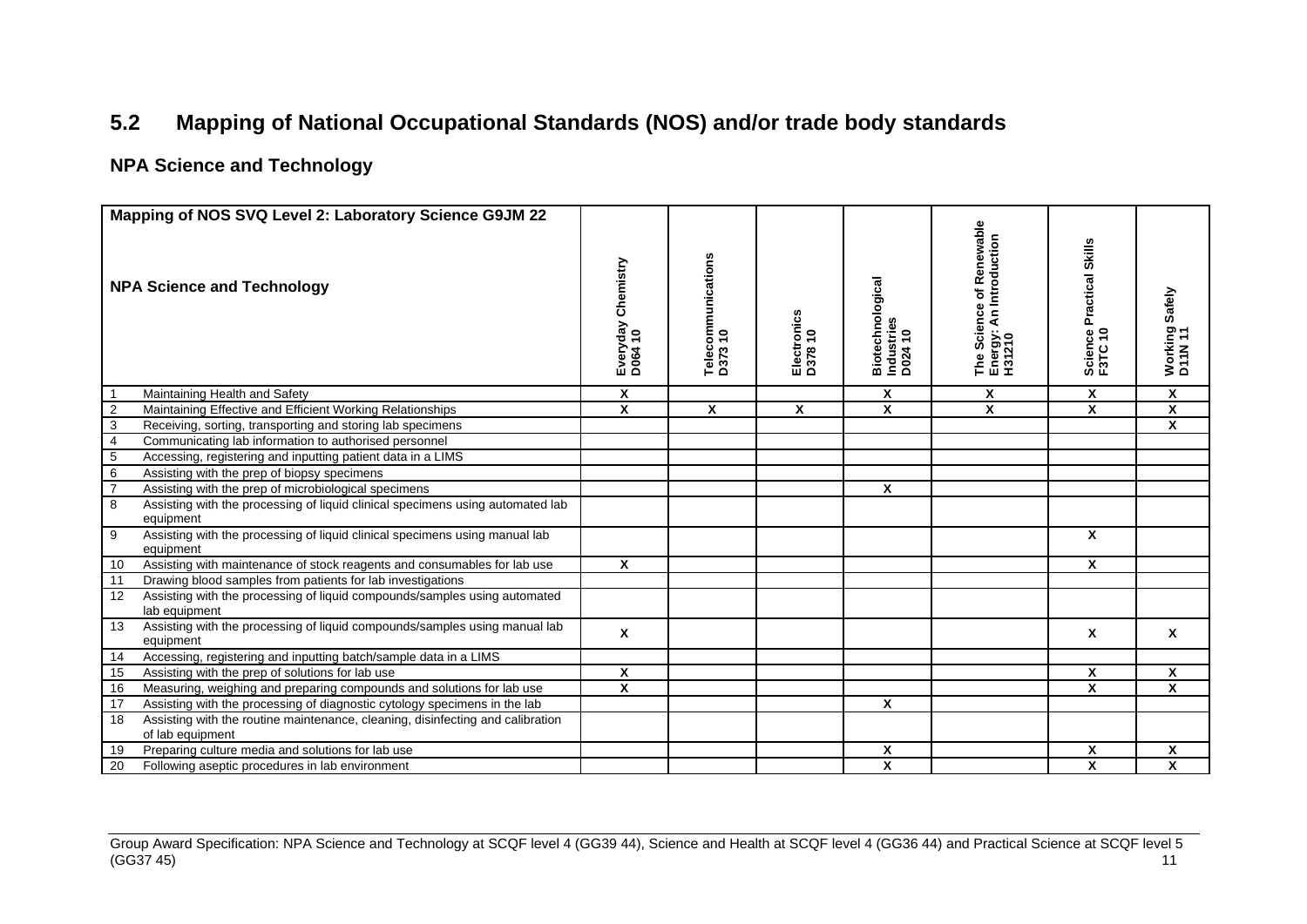## 5.2 Mapping of National Occupational Standards (NOS) and/or trade body standards

### NPA Science and Technology

| Mapping of NOS SVQ Level 2: Laboratory Science G9JM 22<br><br>NPA Science and Technology | Everyday Chemistry D064 10 | Telecommunications D373 10 | Electronics D378 10 | Biotechnological Industries D024 10 | The Science of Renewable Energy: An Introduction H31210 | Science Practical Skills F3TC 10 | Working Safely D11N 11 |
|---|---|---|---|---|---|---|---|
| 1 Maintaining Health and Safety | X | | | X | X | X | X |
| 2 Maintaining Effective and Efficient Working Relationships | X | X | X | X | X | X | X |
| 3 Receiving, sorting, transporting and storing lab specimens | | | | | | | X |
| 4 Communicating lab information to authorised personnel | | | | | | | |
| 5 Accessing, registering and inputting patient data in a LIMS | | | | | | | |
| 6 Assisting with the prep of biopsy specimens | | | | | | | |
| 7 Assisting with the prep of microbiological specimens | | | | X | | | |
| 8 Assisting with the processing of liquid clinical specimens using automated lab equipment | | | | | | | |
| 9 Assisting with the processing of liquid clinical specimens using manual lab equipment | | | | | | X | |
| 10 Assisting with maintenance of stock reagents and consumables for lab use | X | | | | | X | |
| 11 Drawing blood samples from patients for lab investigations | | | | | | | |
| 12 Assisting with the processing of liquid compounds/samples using automated lab equipment | | | | | | | |
| 13 Assisting with the processing of liquid compounds/samples using manual lab equipment | X | | | | | X | X |
| 14 Accessing, registering and inputting batch/sample data in a LIMS | | | | | | | |
| 15 Assisting with the prep of solutions for lab use | X | | | | | X | X |
| 16 Measuring, weighing and preparing compounds and solutions for lab use | X | | | | | X | X |
| 17 Assisting with the processing of diagnostic cytology specimens in the lab | | | | X | | | |
| 18 Assisting with the routine maintenance, cleaning, disinfecting and calibration of lab equipment | | | | | | | |
| 19 Preparing culture media and solutions for lab use | | | | X | | X | X |
| 20 Following aseptic procedures in lab environment | | | | X | | X | X |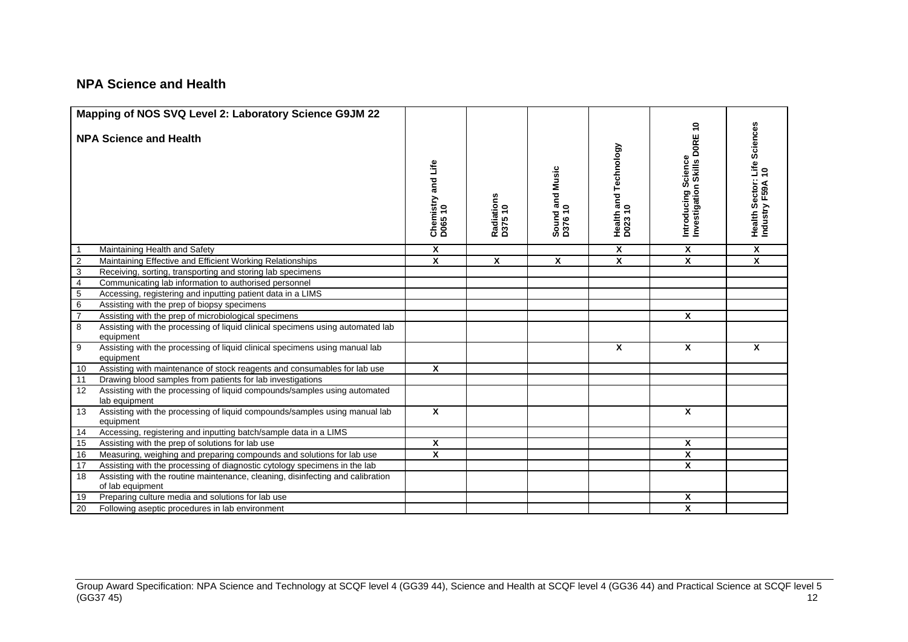## NPA Science and Health

| | Mapping of NOS SVQ Level 2: Laboratory Science G9JM 22<br><br>NPA Science and Health | Chemistry and Life D065 10 | Radiations D375 10 | Sound and Music D376 10 | Health and Technology D023 10 | Introducing Science Investigation Skills D0RE 10 | Health Sector: Life Sciences Industry F59A 10 |
|---|---|---|---|---|---|---|---|
| 1 | Maintaining Health and Safety | X | | | X | X | X |
| 2 | Maintaining Effective and Efficient Working Relationships | X | X | X | X | X | X |
| 3 | Receiving, sorting, transporting and storing lab specimens | | | | | | |
| 4 | Communicating lab information to authorised personnel | | | | | | |
| 5 | Accessing, registering and inputting patient data in a LIMS | | | | | | |
| 6 | Assisting with the prep of biopsy specimens | | | | | | |
| 7 | Assisting with the prep of microbiological specimens | | | | | X | |
| 8 | Assisting with the processing of liquid clinical specimens using automated lab equipment | | | | | | |
| 9 | Assisting with the processing of liquid clinical specimens using manual lab equipment | | | | X | X | X |
| 10 | Assisting with maintenance of stock reagents and consumables for lab use | X | | | | | |
| 11 | Drawing blood samples from patients for lab investigations | | | | | | |
| 12 | Assisting with the processing of liquid compounds/samples using automated lab equipment | | | | | | |
| 13 | Assisting with the processing of liquid compounds/samples using manual lab equipment | X | | | | X | |
| 14 | Accessing, registering and inputting batch/sample data in a LIMS | | | | | | |
| 15 | Assisting with the prep of solutions for lab use | X | | | | X | |
| 16 | Measuring, weighing and preparing compounds and solutions for lab use | X | | | | X | |
| 17 | Assisting with the processing of diagnostic cytology specimens in the lab | | | | | X | |
| 18 | Assisting with the routine maintenance, cleaning, disinfecting and calibration of lab equipment | | | | | | |
| 19 | Preparing culture media and solutions for lab use | | | | | X | |
| 20 | Following aseptic procedures in lab environment | | | | | X | |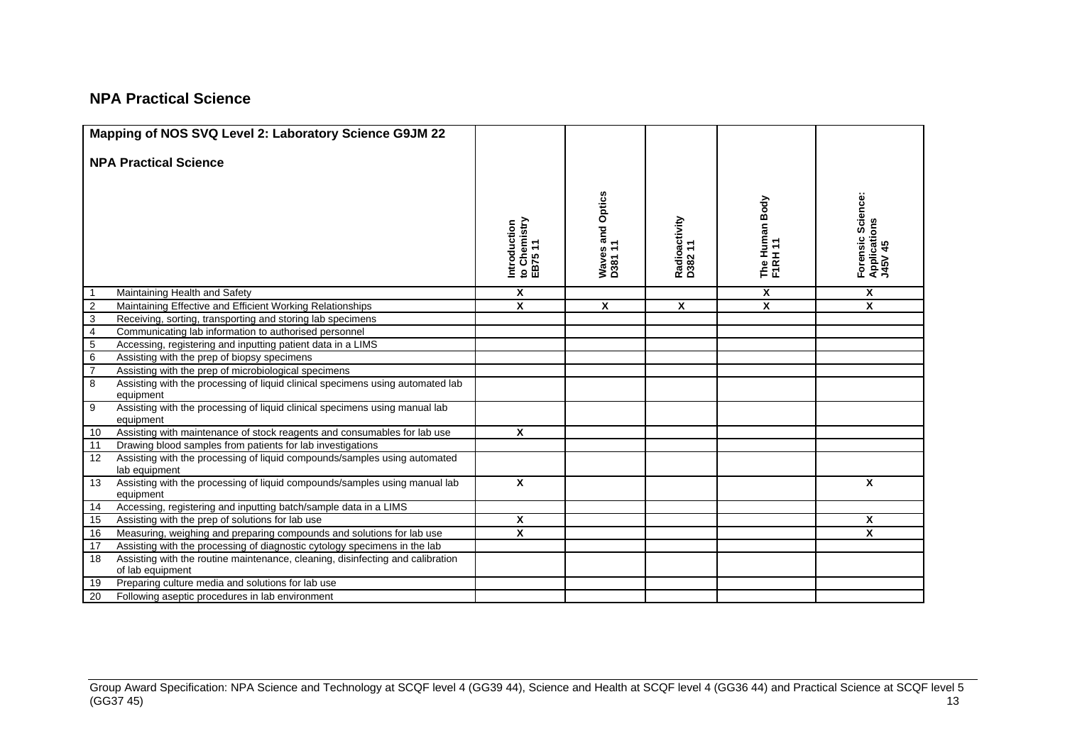## NPA Practical Science

| Mapping of NOS SVQ Level 2: Laboratory Science G9JM 22<br><br>NPA Practical Science | | Introduction to Chemistry EB75 11 | Waves and Optics D381 11 | Radioactivity D382 11 | The Human Body F1RH 11 | Forensic Science: Applications J45V 45 |
|---|---|---|---|---|---|---|
| 1 | Maintaining Health and Safety | X | | | X | X |
| 2 | Maintaining Effective and Efficient Working Relationships | X | X | X | X | X |
| 3 | Receiving, sorting, transporting and storing lab specimens | | | | | |
| 4 | Communicating lab information to authorised personnel | | | | | |
| 5 | Accessing, registering and inputting patient data in a LIMS | | | | | |
| 6 | Assisting with the prep of biopsy specimens | | | | | |
| 7 | Assisting with the prep of microbiological specimens | | | | | |
| 8 | Assisting with the processing of liquid clinical specimens using automated lab equipment | | | | | |
| 9 | Assisting with the processing of liquid clinical specimens using manual lab equipment | | | | | |
| 10 | Assisting with maintenance of stock reagents and consumables for lab use | X | | | | |
| 11 | Drawing blood samples from patients for lab investigations | | | | | |
| 12 | Assisting with the processing of liquid compounds/samples using automated lab equipment | | | | | |
| 13 | Assisting with the processing of liquid compounds/samples using manual lab equipment | X | | | | X |
| 14 | Accessing, registering and inputting batch/sample data in a LIMS | | | | | |
| 15 | Assisting with the prep of solutions for lab use | X | | | | X |
| 16 | Measuring, weighing and preparing compounds and solutions for lab use | X | | | | X |
| 17 | Assisting with the processing of diagnostic cytology specimens in the lab | | | | | |
| 18 | Assisting with the routine maintenance, cleaning, disinfecting and calibration of lab equipment | | | | | |
| 19 | Preparing culture media and solutions for lab use | | | | | |
| 20 | Following aseptic procedures in lab environment | | | | | |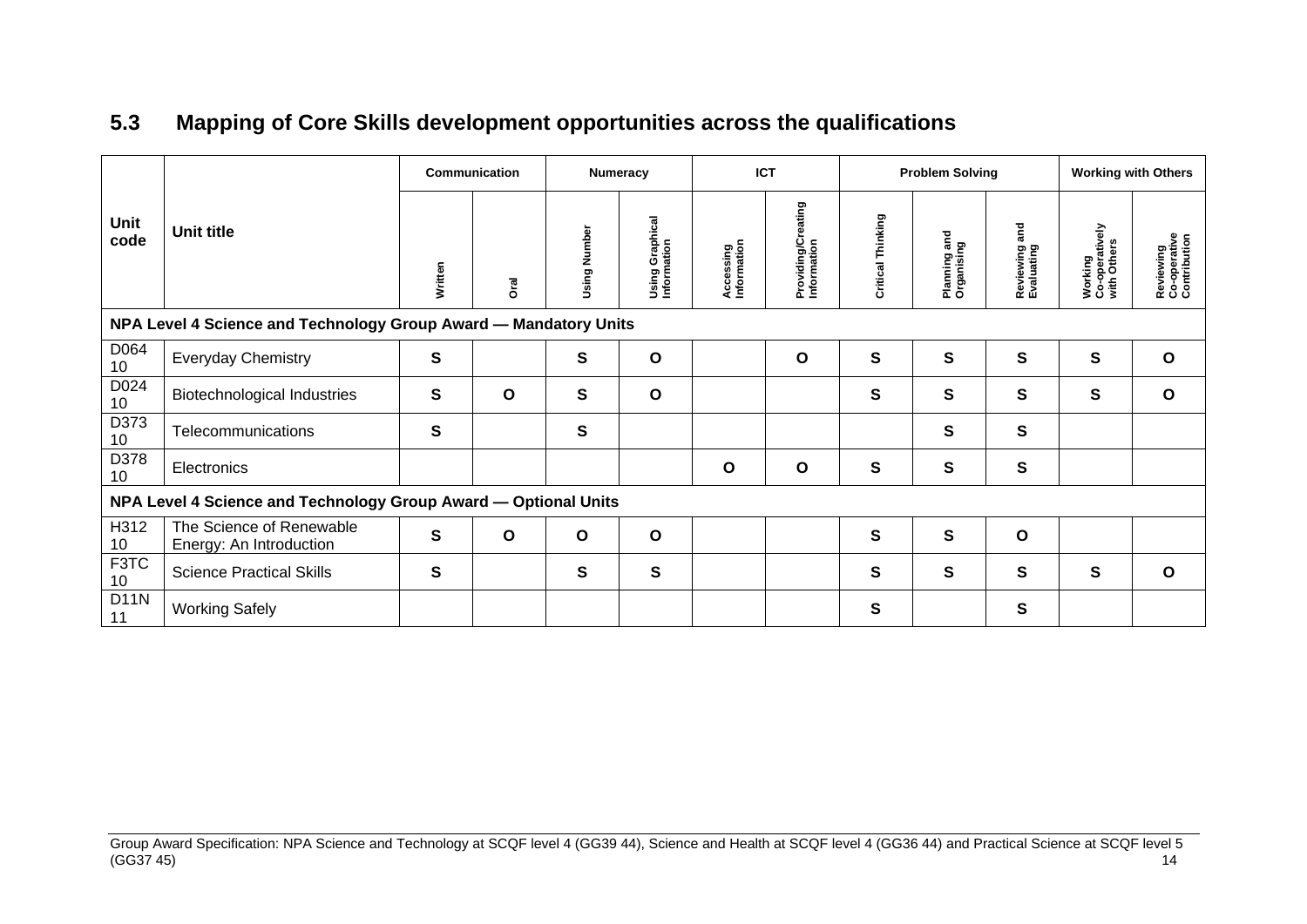## 5.3 Mapping of Core Skills development opportunities across the qualifications

| Unit code | Unit title | Communication | | Numeracy | | ICT | | Problem Solving | | | Working with Others | |
|---|---|---|---|---|---|---|---|---|---|---|---|---|
| | | Written | Oral | Using Number | Using Graphical Information | Accessing Information | Providing/Creating Information | Critical Thinking | Planning and Organising | Reviewing and Evaluating | Working Co-operatively with Others | Reviewing Co-operative Contribution |
| **NPA Level 4 Science and Technology Group Award — Mandatory Units** | | | | | | | | | | | | |
| D064 10 | Everyday Chemistry | **S** | | **S** | **O** | | **O** | **S** | **S** | **S** | **S** | **O** |
| D024 10 | Biotechnological Industries | **S** | **O** | **S** | **O** | | | **S** | **S** | **S** | **S** | **O** |
| D373 10 | Telecommunications | **S** | | **S** | | | | | **S** | **S** | | |
| D378 10 | Electronics | | | | | **O** | **O** | **S** | **S** | **S** | | |
| **NPA Level 4 Science and Technology Group Award — Optional Units** | | | | | | | | | | | | |
| H312 10 | The Science of Renewable Energy: An Introduction | **S** | **O** | **O** | **O** | | | **S** | **S** | **O** | | |
| F3TC 10 | Science Practical Skills | **S** | | **S** | **S** | | | **S** | **S** | **S** | **S** | **O** |
| D11N 11 | Working Safely | | | | | | | **S** | | **S** | | |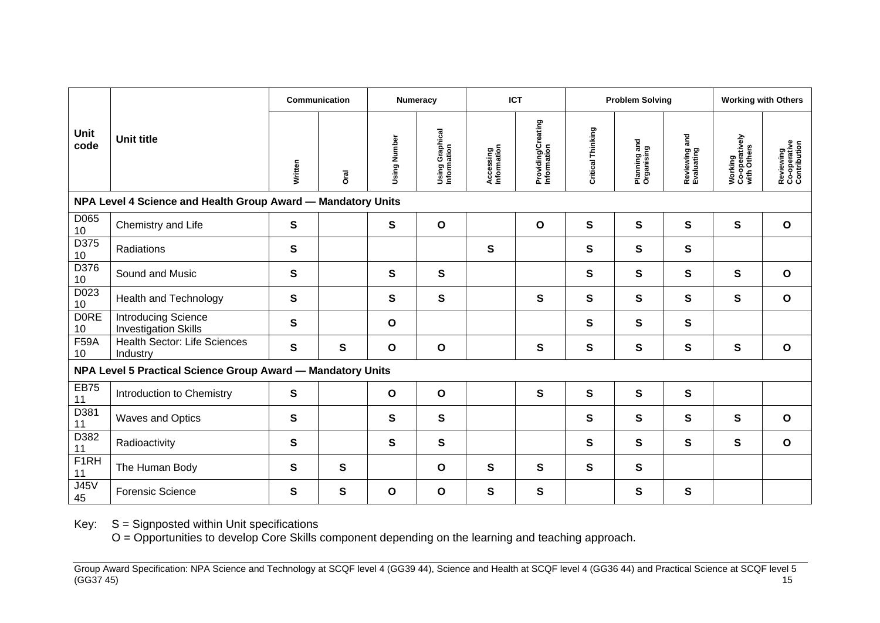| Unit code | Unit title | Communication | | Numeracy | | ICT | | Problem Solving | | | Working with Others | |
|---|---|---|---|---|---|---|---|---|---|---|---|---|
| | | Written | Oral | Using Number | Using Graphical Information | Accessing Information | Providing/Creating Information | Critical Thinking | Planning and Organising | Reviewing and Evaluating | Working Co-operatively with Others | Reviewing Co-operative Contribution |
| **NPA Level 4 Science and Health Group Award — Mandatory Units** | | | | | | | | | | | | |
| D065 10 | Chemistry and Life | **S** | | **S** | **O** | | **O** | **S** | **S** | **S** | **S** | **O** |
| D375 10 | Radiations | **S** | | | | **S** | | **S** | **S** | **S** | | |
| D376 10 | Sound and Music | **S** | | **S** | **S** | | | **S** | **S** | **S** | **S** | **O** |
| D023 10 | Health and Technology | **S** | | **S** | **S** | | **S** | **S** | **S** | **S** | **S** | **O** |
| D0RE 10 | Introducing Science Investigation Skills | **S** | | **O** | | | | **S** | **S** | **S** | | |
| F59A 10 | Health Sector: Life Sciences Industry | **S** | **S** | **O** | **O** | | **S** | **S** | **S** | **S** | **S** | **O** |
| **NPA Level 5 Practical Science Group Award — Mandatory Units** | | | | | | | | | | | | |
| EB75 11 | Introduction to Chemistry | **S** | | **O** | **O** | | **S** | **S** | **S** | **S** | | |
| D381 11 | Waves and Optics | **S** | | **S** | **S** | | | **S** | **S** | **S** | **S** | **O** |
| D382 11 | Radioactivity | **S** | | **S** | **S** | | | **S** | **S** | **S** | **S** | **O** |
| F1RH 11 | The Human Body | **S** | **S** | | **O** | **S** | **S** | **S** | **S** | | | |
| J45V 45 | Forensic Science | **S** | **S** | **O** | **O** | **S** | **S** | | **S** | **S** | | |

Key: S = Signposted within Unit specifications
O = Opportunities to develop Core Skills component depending on the learning and teaching approach.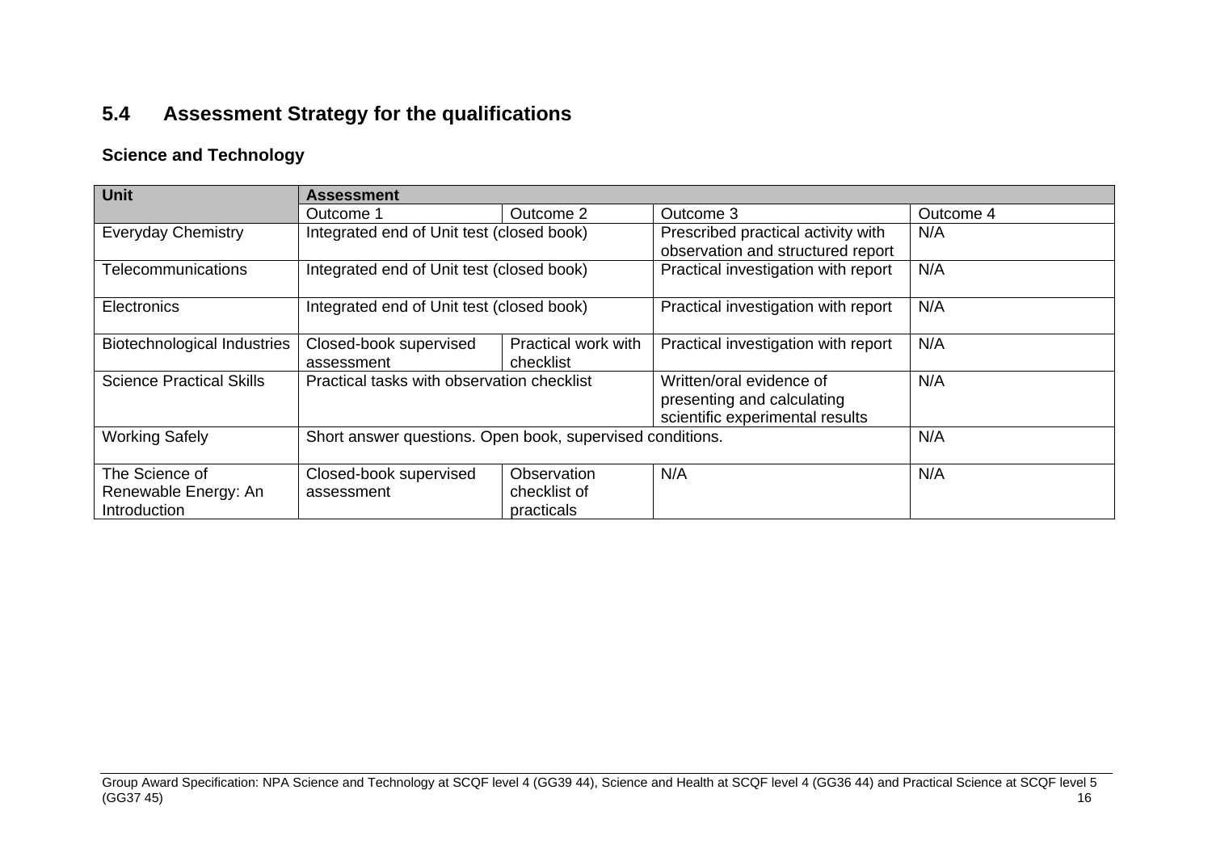## 5.4 Assessment Strategy for the qualifications

### Science and Technology

| Unit | Assessment | | | |
|---|---|---|---|---|
| | Outcome 1 | Outcome 2 | Outcome 3 | Outcome 4 |
| Everyday Chemistry | Integrated end of Unit test (closed book) | | Prescribed practical activity with observation and structured report | N/A |
| Telecommunications | Integrated end of Unit test (closed book) | | Practical investigation with report | N/A |
| Electronics | Integrated end of Unit test (closed book) | | Practical investigation with report | N/A |
| Biotechnological Industries | Closed-book supervised assessment | Practical work with checklist | Practical investigation with report | N/A |
| Science Practical Skills | Practical tasks with observation checklist | | Written/oral evidence of presenting and calculating scientific experimental results | N/A |
| Working Safely | Short answer questions. Open book, supervised conditions. | | | N/A |
| The Science of Renewable Energy: An Introduction | Closed-book supervised assessment | Observation checklist of practicals | N/A | N/A |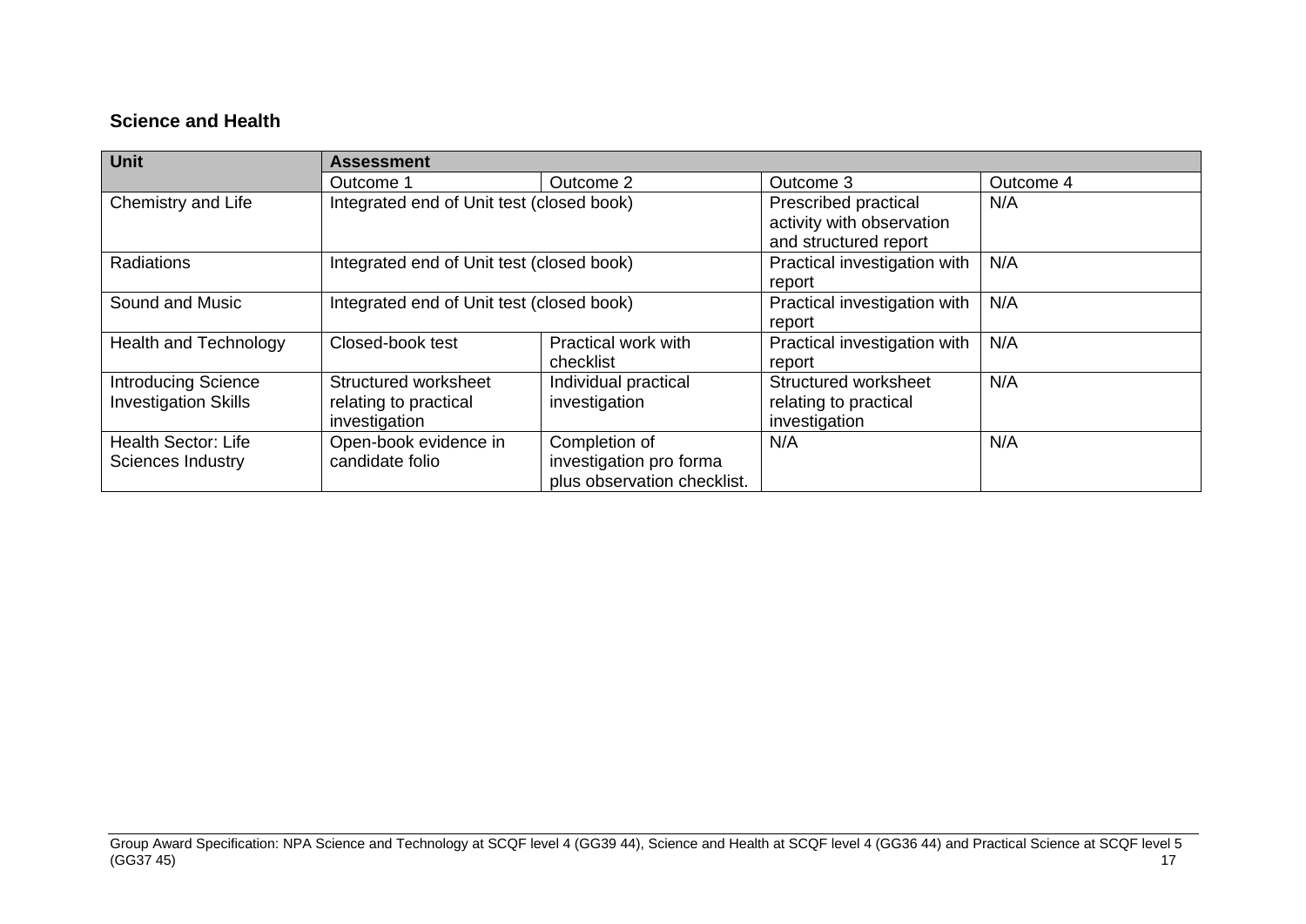### Science and Health

| Unit | Assessment | | | |
|---|---|---|---|---|
| | Outcome 1 | Outcome 2 | Outcome 3 | Outcome 4 |
| Chemistry and Life | Integrated end of Unit test (closed book) | | Prescribed practical activity with observation and structured report | N/A |
| Radiations | Integrated end of Unit test (closed book) | | Practical investigation with report | N/A |
| Sound and Music | Integrated end of Unit test (closed book) | | Practical investigation with report | N/A |
| Health and Technology | Closed-book test | Practical work with checklist | Practical investigation with report | N/A |
| Introducing Science Investigation Skills | Structured worksheet relating to practical investigation | Individual practical investigation | Structured worksheet relating to practical investigation | N/A |
| Health Sector: Life Sciences Industry | Open-book evidence in candidate folio | Completion of investigation pro forma plus observation checklist. | N/A | N/A |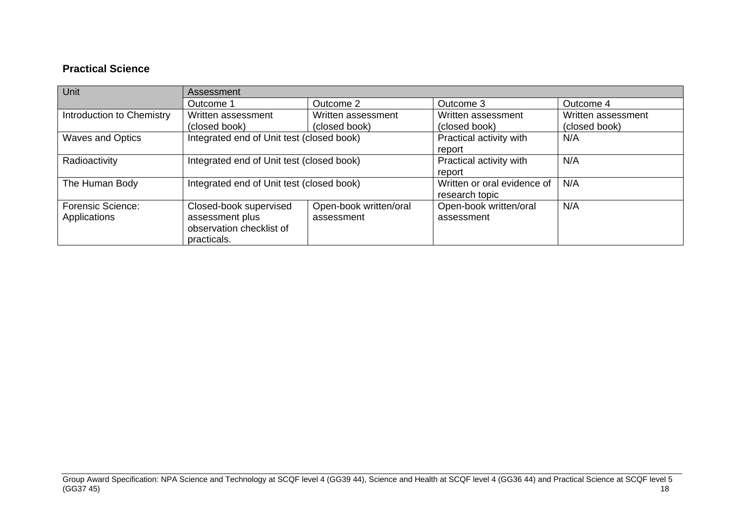**Practical Science**

| Unit | Assessment | | | |
|---|---|---|---|---|
| | Outcome 1 | Outcome 2 | Outcome 3 | Outcome 4 |
| Introduction to Chemistry | Written assessment (closed book) | Written assessment (closed book) | Written assessment (closed book) | Written assessment (closed book) |
| Waves and Optics | Integrated end of Unit test (closed book) | | Practical activity with report | N/A |
| Radioactivity | Integrated end of Unit test (closed book) | | Practical activity with report | N/A |
| The Human Body | Integrated end of Unit test (closed book) | | Written or oral evidence of research topic | N/A |
| Forensic Science: Applications | Closed-book supervised assessment plus observation checklist of practicals. | Open-book written/oral assessment | Open-book written/oral assessment | N/A |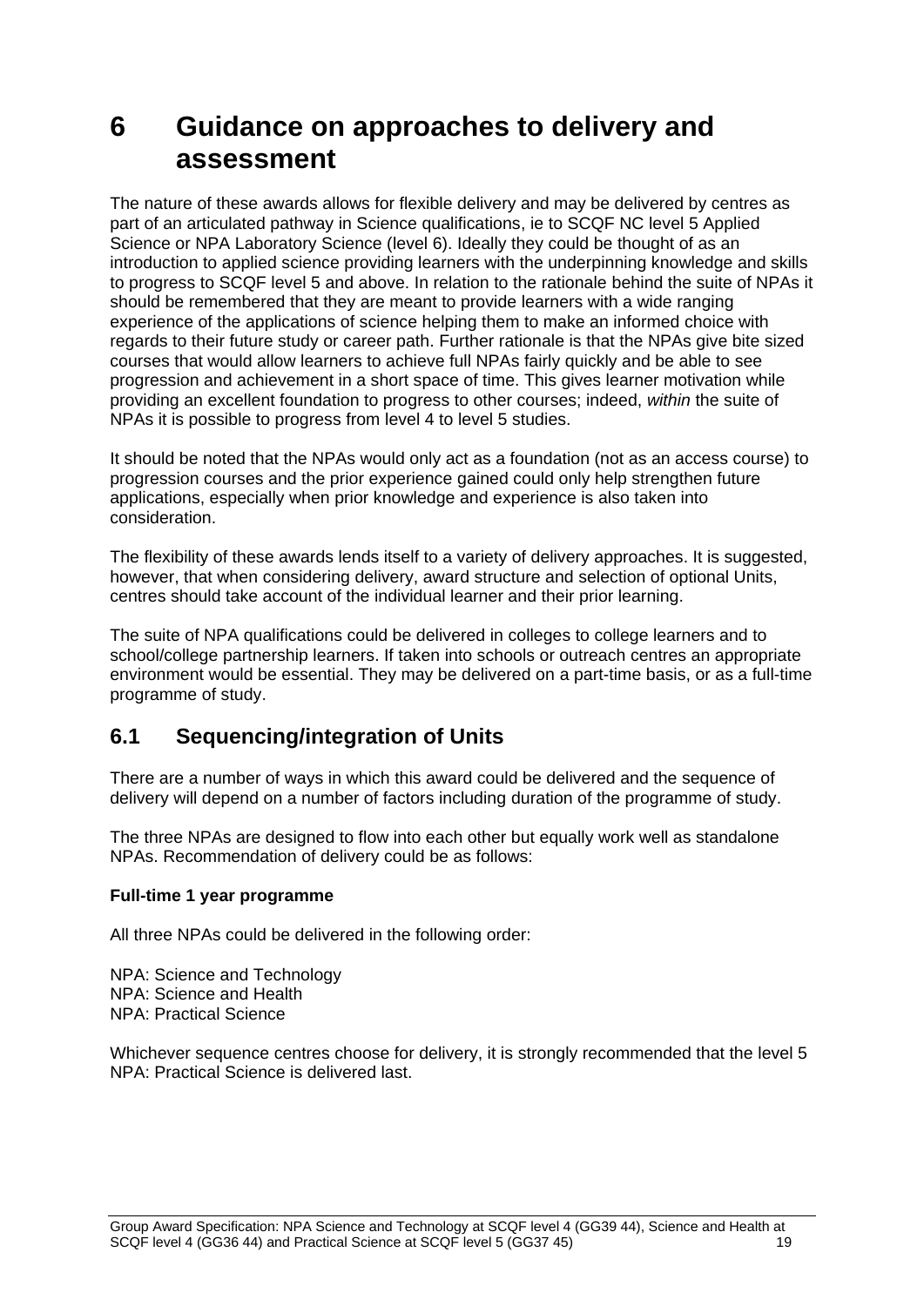# 6 Guidance on approaches to delivery and assessment

The nature of these awards allows for flexible delivery and may be delivered by centres as part of an articulated pathway in Science qualifications, ie to SCQF NC level 5 Applied Science or NPA Laboratory Science (level 6). Ideally they could be thought of as an introduction to applied science providing learners with the underpinning knowledge and skills to progress to SCQF level 5 and above. In relation to the rationale behind the suite of NPAs it should be remembered that they are meant to provide learners with a wide ranging experience of the applications of science helping them to make an informed choice with regards to their future study or career path. Further rationale is that the NPAs give bite sized courses that would allow learners to achieve full NPAs fairly quickly and be able to see progression and achievement in a short space of time. This gives learner motivation while providing an excellent foundation to progress to other courses; indeed, *within* the suite of NPAs it is possible to progress from level 4 to level 5 studies.

It should be noted that the NPAs would only act as a foundation (not as an access course) to progression courses and the prior experience gained could only help strengthen future applications, especially when prior knowledge and experience is also taken into consideration.

The flexibility of these awards lends itself to a variety of delivery approaches. It is suggested, however, that when considering delivery, award structure and selection of optional Units, centres should take account of the individual learner and their prior learning.

The suite of NPA qualifications could be delivered in colleges to college learners and to school/college partnership learners. If taken into schools or outreach centres an appropriate environment would be essential. They may be delivered on a part-time basis, or as a full-time programme of study.

## 6.1 Sequencing/integration of Units

There are a number of ways in which this award could be delivered and the sequence of delivery will depend on a number of factors including duration of the programme of study.

The three NPAs are designed to flow into each other but equally work well as standalone NPAs. Recommendation of delivery could be as follows:

**Full-time 1 year programme**

All three NPAs could be delivered in the following order:

NPA: Science and Technology
NPA: Science and Health
NPA: Practical Science

Whichever sequence centres choose for delivery, it is strongly recommended that the level 5 NPA: Practical Science is delivered last.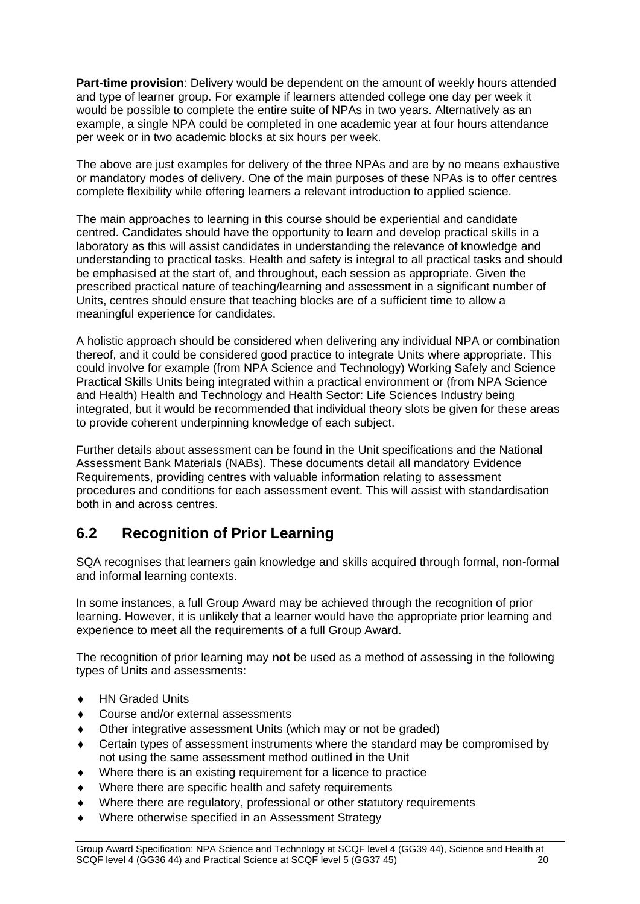**Part-time provision**: Delivery would be dependent on the amount of weekly hours attended and type of learner group. For example if learners attended college one day per week it would be possible to complete the entire suite of NPAs in two years. Alternatively as an example, a single NPA could be completed in one academic year at four hours attendance per week or in two academic blocks at six hours per week.

The above are just examples for delivery of the three NPAs and are by no means exhaustive or mandatory modes of delivery. One of the main purposes of these NPAs is to offer centres complete flexibility while offering learners a relevant introduction to applied science.

The main approaches to learning in this course should be experiential and candidate centred. Candidates should have the opportunity to learn and develop practical skills in a laboratory as this will assist candidates in understanding the relevance of knowledge and understanding to practical tasks. Health and safety is integral to all practical tasks and should be emphasised at the start of, and throughout, each session as appropriate. Given the prescribed practical nature of teaching/learning and assessment in a significant number of Units, centres should ensure that teaching blocks are of a sufficient time to allow a meaningful experience for candidates.

A holistic approach should be considered when delivering any individual NPA or combination thereof, and it could be considered good practice to integrate Units where appropriate. This could involve for example (from NPA Science and Technology) Working Safely and Science Practical Skills Units being integrated within a practical environment or (from NPA Science and Health) Health and Technology and Health Sector: Life Sciences Industry being integrated, but it would be recommended that individual theory slots be given for these areas to provide coherent underpinning knowledge of each subject.

Further details about assessment can be found in the Unit specifications and the National Assessment Bank Materials (NABs). These documents detail all mandatory Evidence Requirements, providing centres with valuable information relating to assessment procedures and conditions for each assessment event. This will assist with standardisation both in and across centres.

## 6.2 Recognition of Prior Learning

SQA recognises that learners gain knowledge and skills acquired through formal, non-formal and informal learning contexts.

In some instances, a full Group Award may be achieved through the recognition of prior learning. However, it is unlikely that a learner would have the appropriate prior learning and experience to meet all the requirements of a full Group Award.

The recognition of prior learning may **not** be used as a method of assessing in the following types of Units and assessments:

- HN Graded Units
- Course and/or external assessments
- Other integrative assessment Units (which may or not be graded)
- Certain types of assessment instruments where the standard may be compromised by not using the same assessment method outlined in the Unit
- Where there is an existing requirement for a licence to practice
- Where there are specific health and safety requirements
- Where there are regulatory, professional or other statutory requirements
- Where otherwise specified in an Assessment Strategy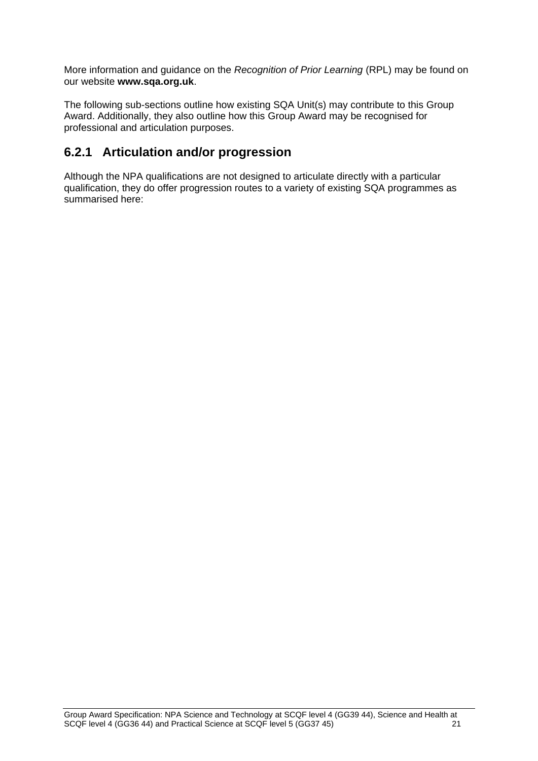More information and guidance on the *Recognition of Prior Learning* (RPL) may be found on our website **www.sqa.org.uk**.

The following sub-sections outline how existing SQA Unit(s) may contribute to this Group Award. Additionally, they also outline how this Group Award may be recognised for professional and articulation purposes.

## 6.2.1 Articulation and/or progression

Although the NPA qualifications are not designed to articulate directly with a particular qualification, they do offer progression routes to a variety of existing SQA programmes as summarised here: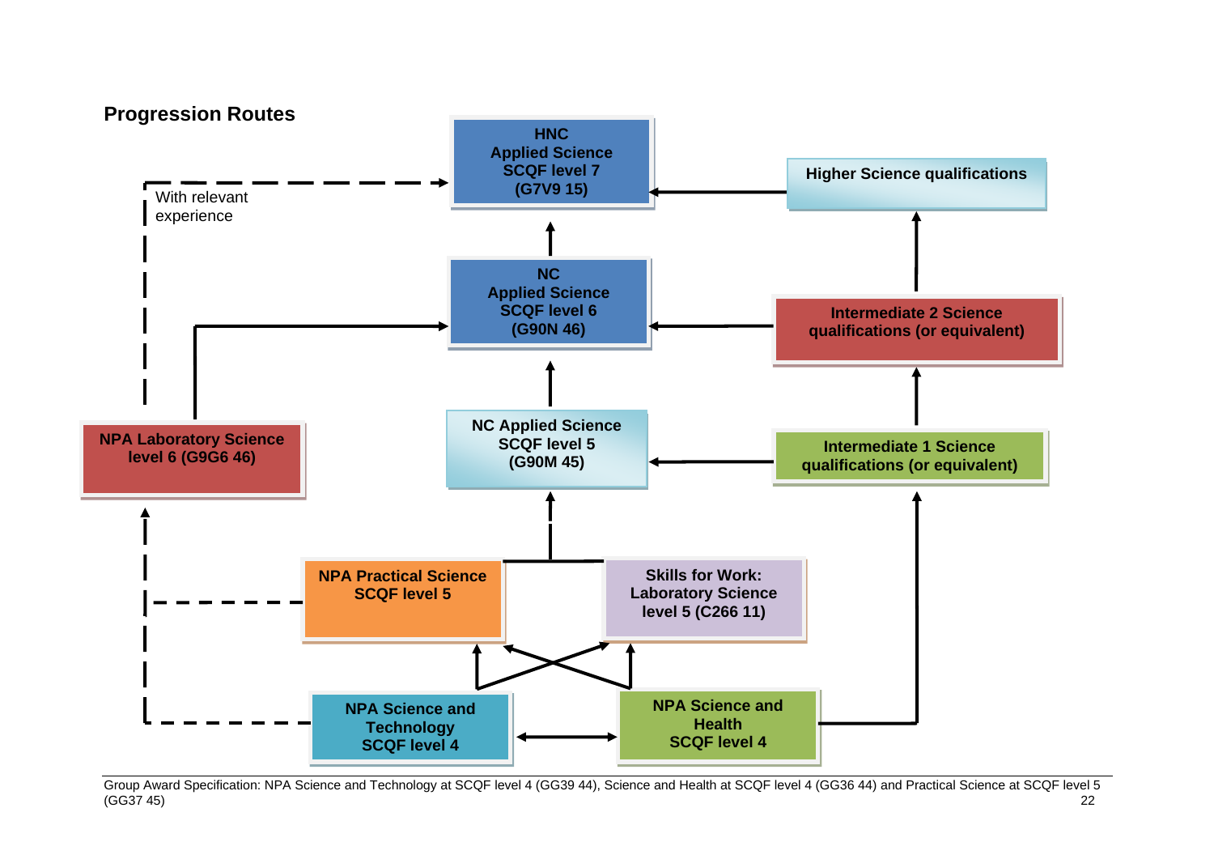## Progression Routes

HNC
Applied Science
SCQF level 7
(G7V9 15)

Higher Science qualifications

With relevant experience

NC
Applied Science
SCQF level 6
(G90N 46)

Intermediate 2 Science qualifications (or equivalent)

NPA Laboratory Science level 6 (G9G6 46)

NC Applied Science
SCQF level 5
(G90M 45)

Intermediate 1 Science qualifications (or equivalent)

NPA Practical Science
SCQF level 5

Skills for Work:
Laboratory Science
level 5 (C266 11)

NPA Science and Technology
SCQF level 4

NPA Science and Health
SCQF level 4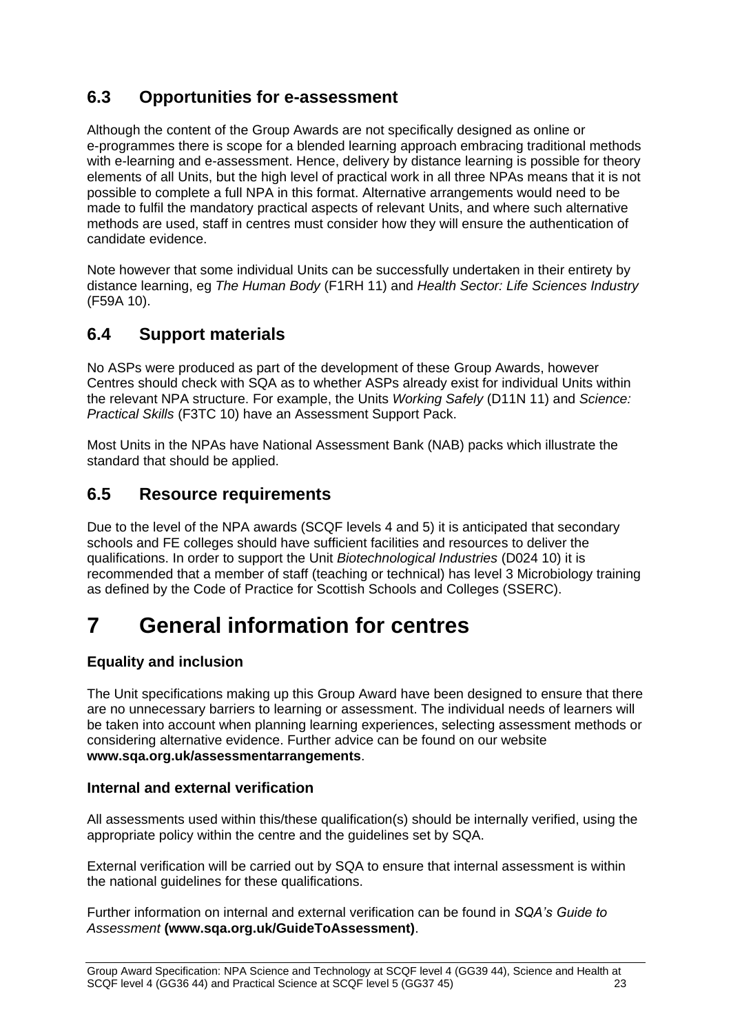## 6.3 Opportunities for e-assessment

Although the content of the Group Awards are not specifically designed as online or e-programmes there is scope for a blended learning approach embracing traditional methods with e-learning and e-assessment. Hence, delivery by distance learning is possible for theory elements of all Units, but the high level of practical work in all three NPAs means that it is not possible to complete a full NPA in this format. Alternative arrangements would need to be made to fulfil the mandatory practical aspects of relevant Units, and where such alternative methods are used, staff in centres must consider how they will ensure the authentication of candidate evidence.

Note however that some individual Units can be successfully undertaken in their entirety by distance learning, eg *The Human Body* (F1RH 11) and *Health Sector: Life Sciences Industry* (F59A 10).

## 6.4 Support materials

No ASPs were produced as part of the development of these Group Awards, however Centres should check with SQA as to whether ASPs already exist for individual Units within the relevant NPA structure. For example, the Units *Working Safely* (D11N 11) and *Science: Practical Skills* (F3TC 10) have an Assessment Support Pack.

Most Units in the NPAs have National Assessment Bank (NAB) packs which illustrate the standard that should be applied.

## 6.5 Resource requirements

Due to the level of the NPA awards (SCQF levels 4 and 5) it is anticipated that secondary schools and FE colleges should have sufficient facilities and resources to deliver the qualifications. In order to support the Unit *Biotechnological Industries* (D024 10) it is recommended that a member of staff (teaching or technical) has level 3 Microbiology training as defined by the Code of Practice for Scottish Schools and Colleges (SSERC).

# 7 General information for centres

### Equality and inclusion

The Unit specifications making up this Group Award have been designed to ensure that there are no unnecessary barriers to learning or assessment. The individual needs of learners will be taken into account when planning learning experiences, selecting assessment methods or considering alternative evidence. Further advice can be found on our website **www.sqa.org.uk/assessmentarrangements**.

### Internal and external verification

All assessments used within this/these qualification(s) should be internally verified, using the appropriate policy within the centre and the guidelines set by SQA.

External verification will be carried out by SQA to ensure that internal assessment is within the national guidelines for these qualifications.

Further information on internal and external verification can be found in *SQA's Guide to Assessment* **(www.sqa.org.uk/GuideToAssessment)**.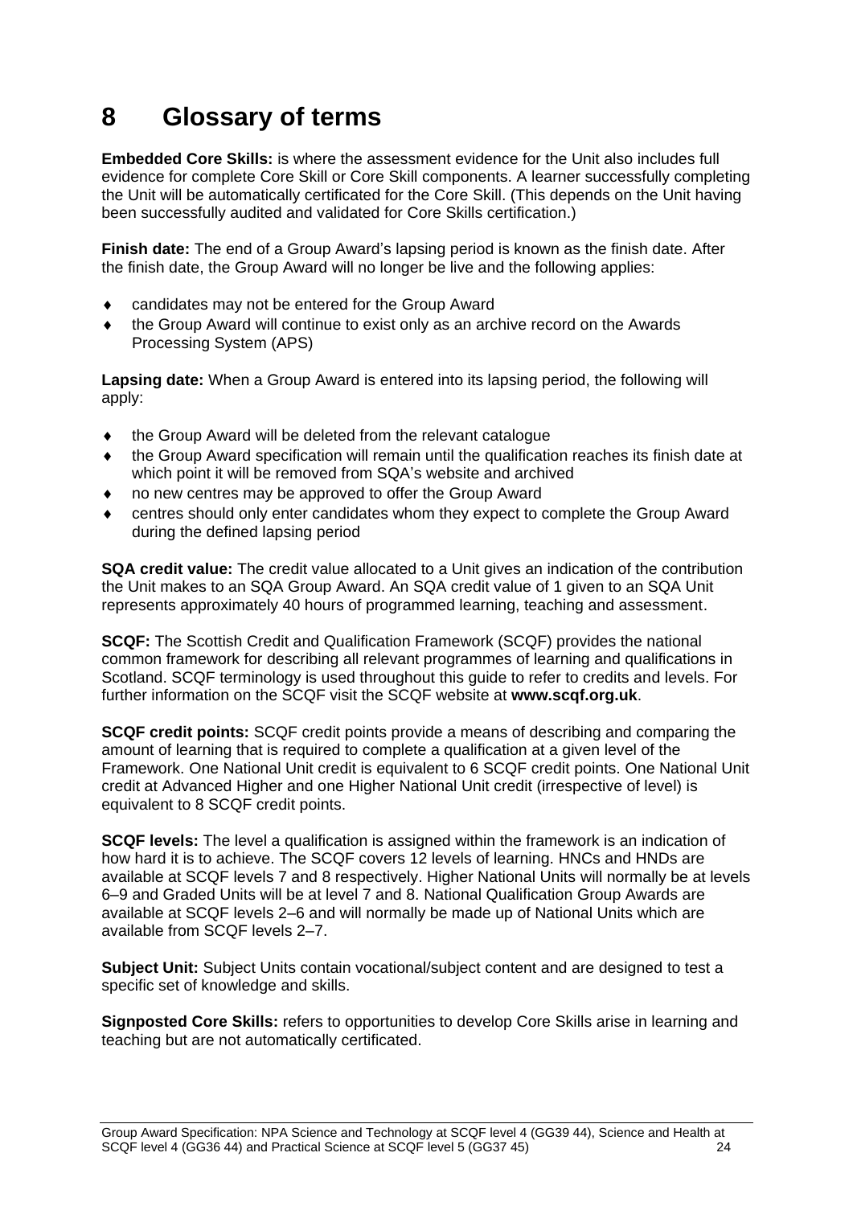# 8 Glossary of terms

**Embedded Core Skills:** is where the assessment evidence for the Unit also includes full evidence for complete Core Skill or Core Skill components. A learner successfully completing the Unit will be automatically certificated for the Core Skill. (This depends on the Unit having been successfully audited and validated for Core Skills certification.)

**Finish date:** The end of a Group Award's lapsing period is known as the finish date. After the finish date, the Group Award will no longer be live and the following applies:

- candidates may not be entered for the Group Award
- the Group Award will continue to exist only as an archive record on the Awards Processing System (APS)

**Lapsing date:** When a Group Award is entered into its lapsing period, the following will apply:

- the Group Award will be deleted from the relevant catalogue
- the Group Award specification will remain until the qualification reaches its finish date at which point it will be removed from SQA's website and archived
- no new centres may be approved to offer the Group Award
- centres should only enter candidates whom they expect to complete the Group Award during the defined lapsing period

**SQA credit value:** The credit value allocated to a Unit gives an indication of the contribution the Unit makes to an SQA Group Award. An SQA credit value of 1 given to an SQA Unit represents approximately 40 hours of programmed learning, teaching and assessment.

**SCQF:** The Scottish Credit and Qualification Framework (SCQF) provides the national common framework for describing all relevant programmes of learning and qualifications in Scotland. SCQF terminology is used throughout this guide to refer to credits and levels. For further information on the SCQF visit the SCQF website at **www.scqf.org.uk**.

**SCQF credit points:** SCQF credit points provide a means of describing and comparing the amount of learning that is required to complete a qualification at a given level of the Framework. One National Unit credit is equivalent to 6 SCQF credit points. One National Unit credit at Advanced Higher and one Higher National Unit credit (irrespective of level) is equivalent to 8 SCQF credit points.

**SCQF levels:** The level a qualification is assigned within the framework is an indication of how hard it is to achieve. The SCQF covers 12 levels of learning. HNCs and HNDs are available at SCQF levels 7 and 8 respectively. Higher National Units will normally be at levels 6–9 and Graded Units will be at level 7 and 8. National Qualification Group Awards are available at SCQF levels 2–6 and will normally be made up of National Units which are available from SCQF levels 2–7.

**Subject Unit:** Subject Units contain vocational/subject content and are designed to test a specific set of knowledge and skills.

**Signposted Core Skills:** refers to opportunities to develop Core Skills arise in learning and teaching but are not automatically certificated.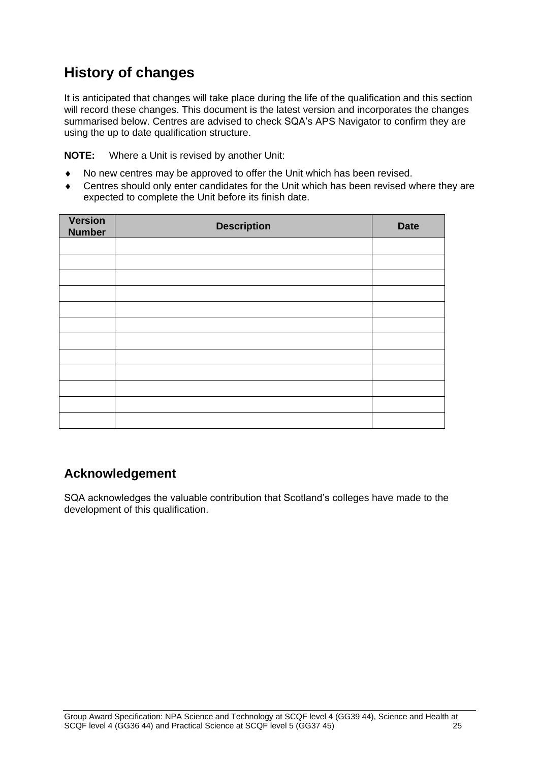## History of changes

It is anticipated that changes will take place during the life of the qualification and this section will record these changes. This document is the latest version and incorporates the changes summarised below. Centres are advised to check SQA's APS Navigator to confirm they are using the up to date qualification structure.

**NOTE:** Where a Unit is revised by another Unit:

- No new centres may be approved to offer the Unit which has been revised.
- Centres should only enter candidates for the Unit which has been revised where they are expected to complete the Unit before its finish date.

| Version Number | Description | Date |
|---|---|---|
| | | |
| | | |
| | | |
| | | |
| | | |
| | | |
| | | |
| | | |
| | | |
| | | |
| | | |
| | | |

### Acknowledgement

SQA acknowledges the valuable contribution that Scotland's colleges have made to the development of this qualification.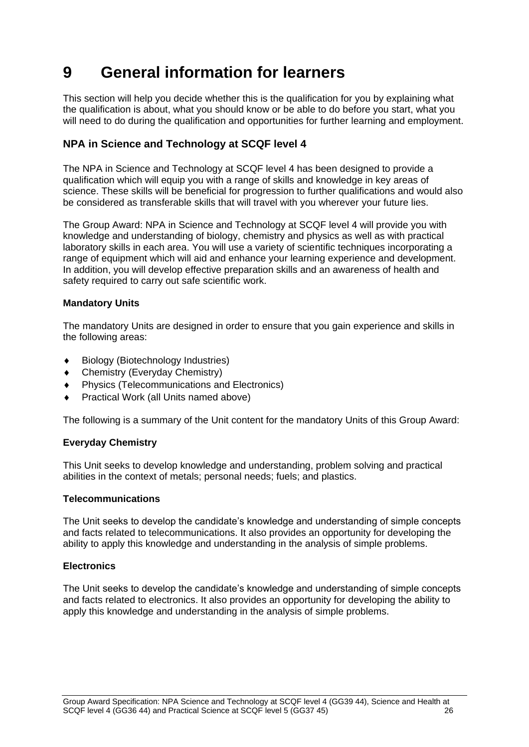# 9 General information for learners

This section will help you decide whether this is the qualification for you by explaining what the qualification is about, what you should know or be able to do before you start, what you will need to do during the qualification and opportunities for further learning and employment.

### NPA in Science and Technology at SCQF level 4

The NPA in Science and Technology at SCQF level 4 has been designed to provide a qualification which will equip you with a range of skills and knowledge in key areas of science. These skills will be beneficial for progression to further qualifications and would also be considered as transferable skills that will travel with you wherever your future lies.

The Group Award: NPA in Science and Technology at SCQF level 4 will provide you with knowledge and understanding of biology, chemistry and physics as well as with practical laboratory skills in each area. You will use a variety of scientific techniques incorporating a range of equipment which will aid and enhance your learning experience and development. In addition, you will develop effective preparation skills and an awareness of health and safety required to carry out safe scientific work.

**Mandatory Units**

The mandatory Units are designed in order to ensure that you gain experience and skills in the following areas:

- Biology (Biotechnology Industries)
- Chemistry (Everyday Chemistry)
- Physics (Telecommunications and Electronics)
- Practical Work (all Units named above)

The following is a summary of the Unit content for the mandatory Units of this Group Award:

**Everyday Chemistry**

This Unit seeks to develop knowledge and understanding, problem solving and practical abilities in the context of metals; personal needs; fuels; and plastics.

**Telecommunications**

The Unit seeks to develop the candidate's knowledge and understanding of simple concepts and facts related to telecommunications. It also provides an opportunity for developing the ability to apply this knowledge and understanding in the analysis of simple problems.

**Electronics**

The Unit seeks to develop the candidate's knowledge and understanding of simple concepts and facts related to electronics. It also provides an opportunity for developing the ability to apply this knowledge and understanding in the analysis of simple problems.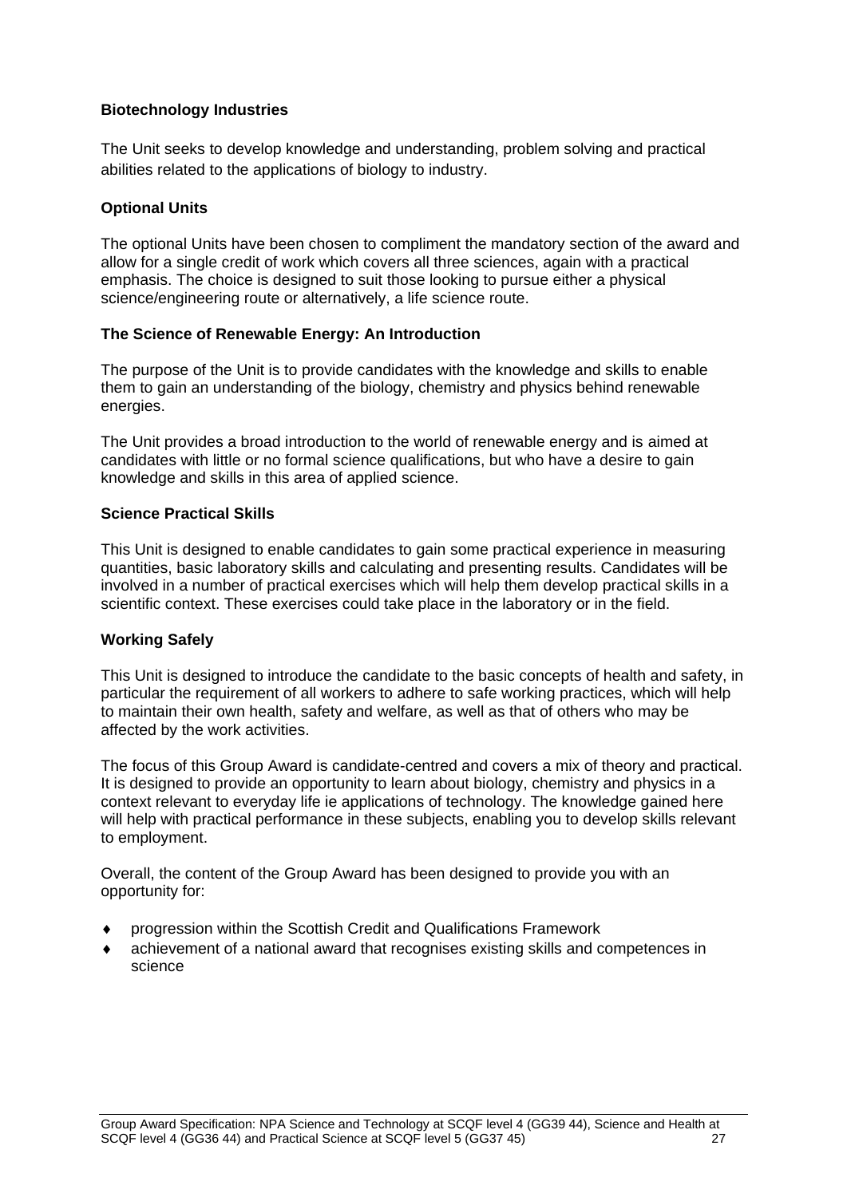**Biotechnology Industries**

The Unit seeks to develop knowledge and understanding, problem solving and practical abilities related to the applications of biology to industry.

**Optional Units**

The optional Units have been chosen to compliment the mandatory section of the award and allow for a single credit of work which covers all three sciences, again with a practical emphasis. The choice is designed to suit those looking to pursue either a physical science/engineering route or alternatively, a life science route.

**The Science of Renewable Energy: An Introduction**

The purpose of the Unit is to provide candidates with the knowledge and skills to enable them to gain an understanding of the biology, chemistry and physics behind renewable energies.

The Unit provides a broad introduction to the world of renewable energy and is aimed at candidates with little or no formal science qualifications, but who have a desire to gain knowledge and skills in this area of applied science.

**Science Practical Skills**

This Unit is designed to enable candidates to gain some practical experience in measuring quantities, basic laboratory skills and calculating and presenting results. Candidates will be involved in a number of practical exercises which will help them develop practical skills in a scientific context. These exercises could take place in the laboratory or in the field.

**Working Safely**

This Unit is designed to introduce the candidate to the basic concepts of health and safety, in particular the requirement of all workers to adhere to safe working practices, which will help to maintain their own health, safety and welfare, as well as that of others who may be affected by the work activities.

The focus of this Group Award is candidate-centred and covers a mix of theory and practical. It is designed to provide an opportunity to learn about biology, chemistry and physics in a context relevant to everyday life ie applications of technology. The knowledge gained here will help with practical performance in these subjects, enabling you to develop skills relevant to employment.

Overall, the content of the Group Award has been designed to provide you with an opportunity for:

- progression within the Scottish Credit and Qualifications Framework
- achievement of a national award that recognises existing skills and competences in science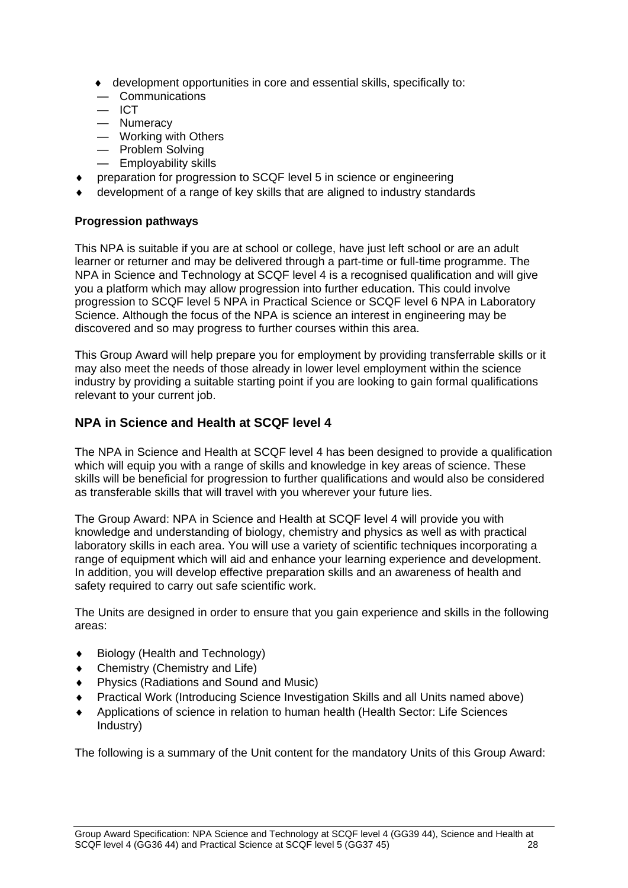- development opportunities in core and essential skills, specifically to:
  - Communications
  - ICT
  - Numeracy
  - Working with Others
  - Problem Solving
  - Employability skills
- preparation for progression to SCQF level 5 in science or engineering
- development of a range of key skills that are aligned to industry standards

**Progression pathways**

This NPA is suitable if you are at school or college, have just left school or are an adult learner or returner and may be delivered through a part-time or full-time programme. The NPA in Science and Technology at SCQF level 4 is a recognised qualification and will give you a platform which may allow progression into further education. This could involve progression to SCQF level 5 NPA in Practical Science or SCQF level 6 NPA in Laboratory Science. Although the focus of the NPA is science an interest in engineering may be discovered and so may progress to further courses within this area.

This Group Award will help prepare you for employment by providing transferrable skills or it may also meet the needs of those already in lower level employment within the science industry by providing a suitable starting point if you are looking to gain formal qualifications relevant to your current job.

## NPA in Science and Health at SCQF level 4

The NPA in Science and Health at SCQF level 4 has been designed to provide a qualification which will equip you with a range of skills and knowledge in key areas of science. These skills will be beneficial for progression to further qualifications and would also be considered as transferable skills that will travel with you wherever your future lies.

The Group Award: NPA in Science and Health at SCQF level 4 will provide you with knowledge and understanding of biology, chemistry and physics as well as with practical laboratory skills in each area. You will use a variety of scientific techniques incorporating a range of equipment which will aid and enhance your learning experience and development. In addition, you will develop effective preparation skills and an awareness of health and safety required to carry out safe scientific work.

The Units are designed in order to ensure that you gain experience and skills in the following areas:

- Biology (Health and Technology)
- Chemistry (Chemistry and Life)
- Physics (Radiations and Sound and Music)
- Practical Work (Introducing Science Investigation Skills and all Units named above)
- Applications of science in relation to human health (Health Sector: Life Sciences Industry)

The following is a summary of the Unit content for the mandatory Units of this Group Award: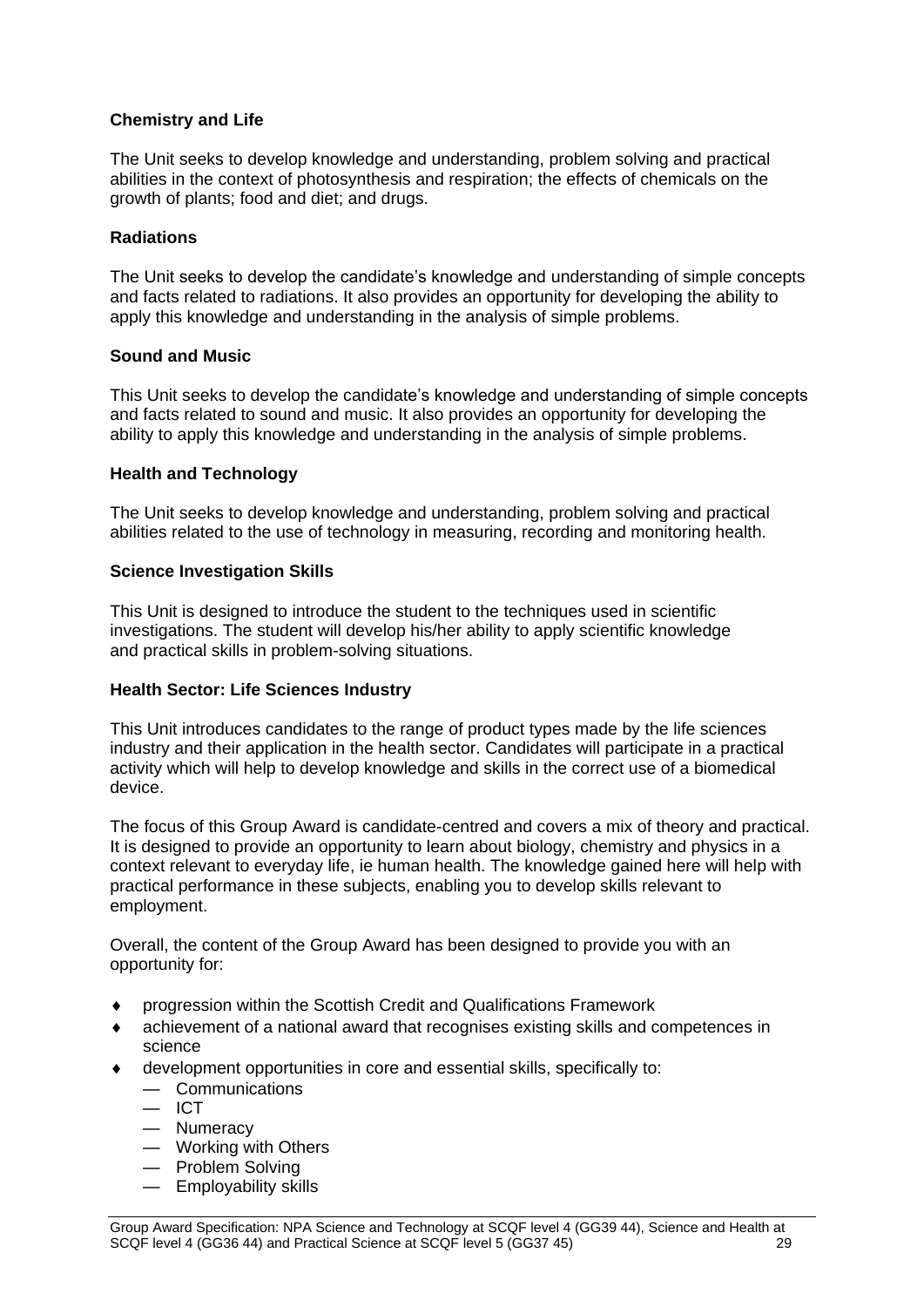**Chemistry and Life**

The Unit seeks to develop knowledge and understanding, problem solving and practical abilities in the context of photosynthesis and respiration; the effects of chemicals on the growth of plants; food and diet; and drugs.

**Radiations**

The Unit seeks to develop the candidate's knowledge and understanding of simple concepts and facts related to radiations. It also provides an opportunity for developing the ability to apply this knowledge and understanding in the analysis of simple problems.

**Sound and Music**

This Unit seeks to develop the candidate's knowledge and understanding of simple concepts and facts related to sound and music. It also provides an opportunity for developing the ability to apply this knowledge and understanding in the analysis of simple problems.

**Health and Technology**

The Unit seeks to develop knowledge and understanding, problem solving and practical abilities related to the use of technology in measuring, recording and monitoring health.

**Science Investigation Skills**

This Unit is designed to introduce the student to the techniques used in scientific investigations. The student will develop his/her ability to apply scientific knowledge and practical skills in problem-solving situations.

**Health Sector: Life Sciences Industry**

This Unit introduces candidates to the range of product types made by the life sciences industry and their application in the health sector. Candidates will participate in a practical activity which will help to develop knowledge and skills in the correct use of a biomedical device.

The focus of this Group Award is candidate-centred and covers a mix of theory and practical. It is designed to provide an opportunity to learn about biology, chemistry and physics in a context relevant to everyday life, ie human health. The knowledge gained here will help with practical performance in these subjects, enabling you to develop skills relevant to employment.

Overall, the content of the Group Award has been designed to provide you with an opportunity for:

- progression within the Scottish Credit and Qualifications Framework
- achievement of a national award that recognises existing skills and competences in science
- development opportunities in core and essential skills, specifically to:
  - Communications
  - ICT
  - Numeracy
  - Working with Others
  - Problem Solving
  - Employability skills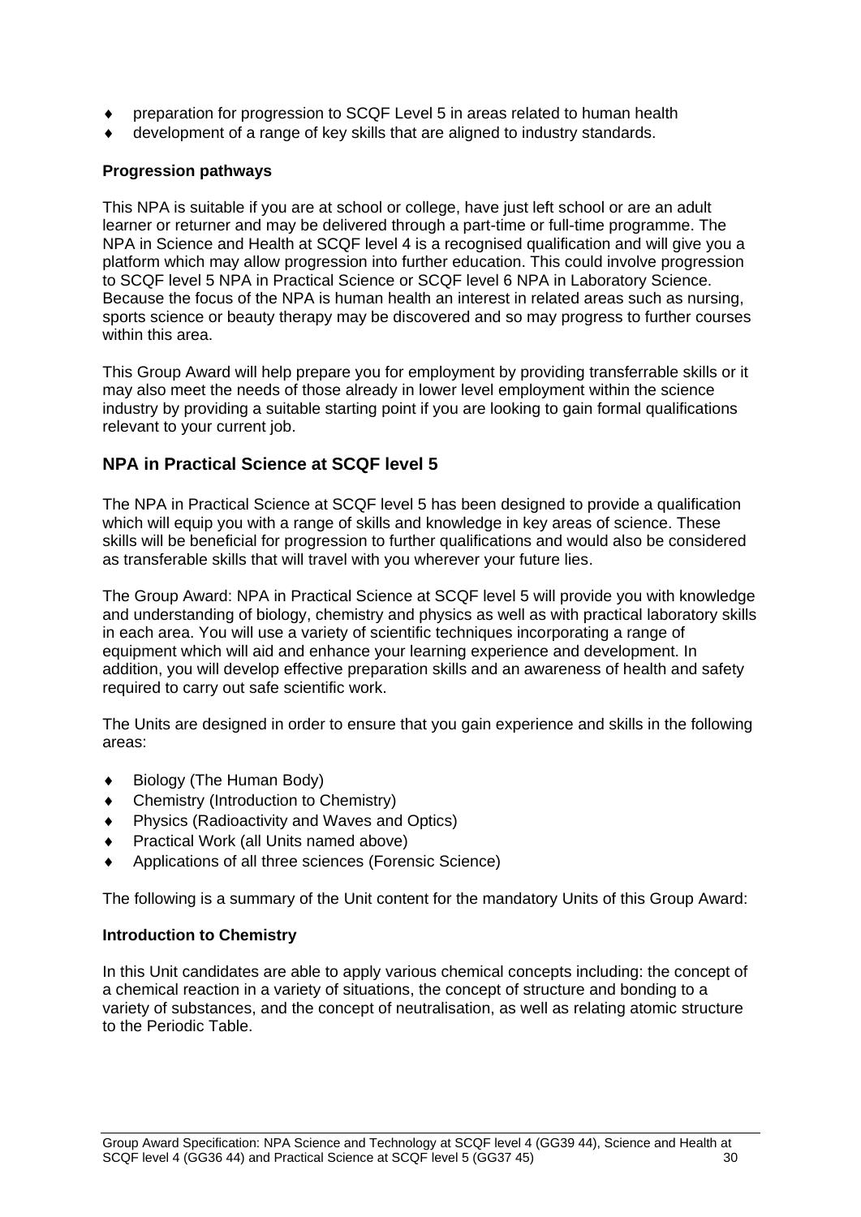- preparation for progression to SCQF Level 5 in areas related to human health
- development of a range of key skills that are aligned to industry standards.

**Progression pathways**

This NPA is suitable if you are at school or college, have just left school or are an adult learner or returner and may be delivered through a part-time or full-time programme. The NPA in Science and Health at SCQF level 4 is a recognised qualification and will give you a platform which may allow progression into further education. This could involve progression to SCQF level 5 NPA in Practical Science or SCQF level 6 NPA in Laboratory Science. Because the focus of the NPA is human health an interest in related areas such as nursing, sports science or beauty therapy may be discovered and so may progress to further courses within this area.

This Group Award will help prepare you for employment by providing transferrable skills or it may also meet the needs of those already in lower level employment within the science industry by providing a suitable starting point if you are looking to gain formal qualifications relevant to your current job.

## NPA in Practical Science at SCQF level 5

The NPA in Practical Science at SCQF level 5 has been designed to provide a qualification which will equip you with a range of skills and knowledge in key areas of science. These skills will be beneficial for progression to further qualifications and would also be considered as transferable skills that will travel with you wherever your future lies.

The Group Award: NPA in Practical Science at SCQF level 5 will provide you with knowledge and understanding of biology, chemistry and physics as well as with practical laboratory skills in each area. You will use a variety of scientific techniques incorporating a range of equipment which will aid and enhance your learning experience and development. In addition, you will develop effective preparation skills and an awareness of health and safety required to carry out safe scientific work.

The Units are designed in order to ensure that you gain experience and skills in the following areas:

- Biology (The Human Body)
- Chemistry (Introduction to Chemistry)
- Physics (Radioactivity and Waves and Optics)
- Practical Work (all Units named above)
- Applications of all three sciences (Forensic Science)

The following is a summary of the Unit content for the mandatory Units of this Group Award:

**Introduction to Chemistry**

In this Unit candidates are able to apply various chemical concepts including: the concept of a chemical reaction in a variety of situations, the concept of structure and bonding to a variety of substances, and the concept of neutralisation, as well as relating atomic structure to the Periodic Table.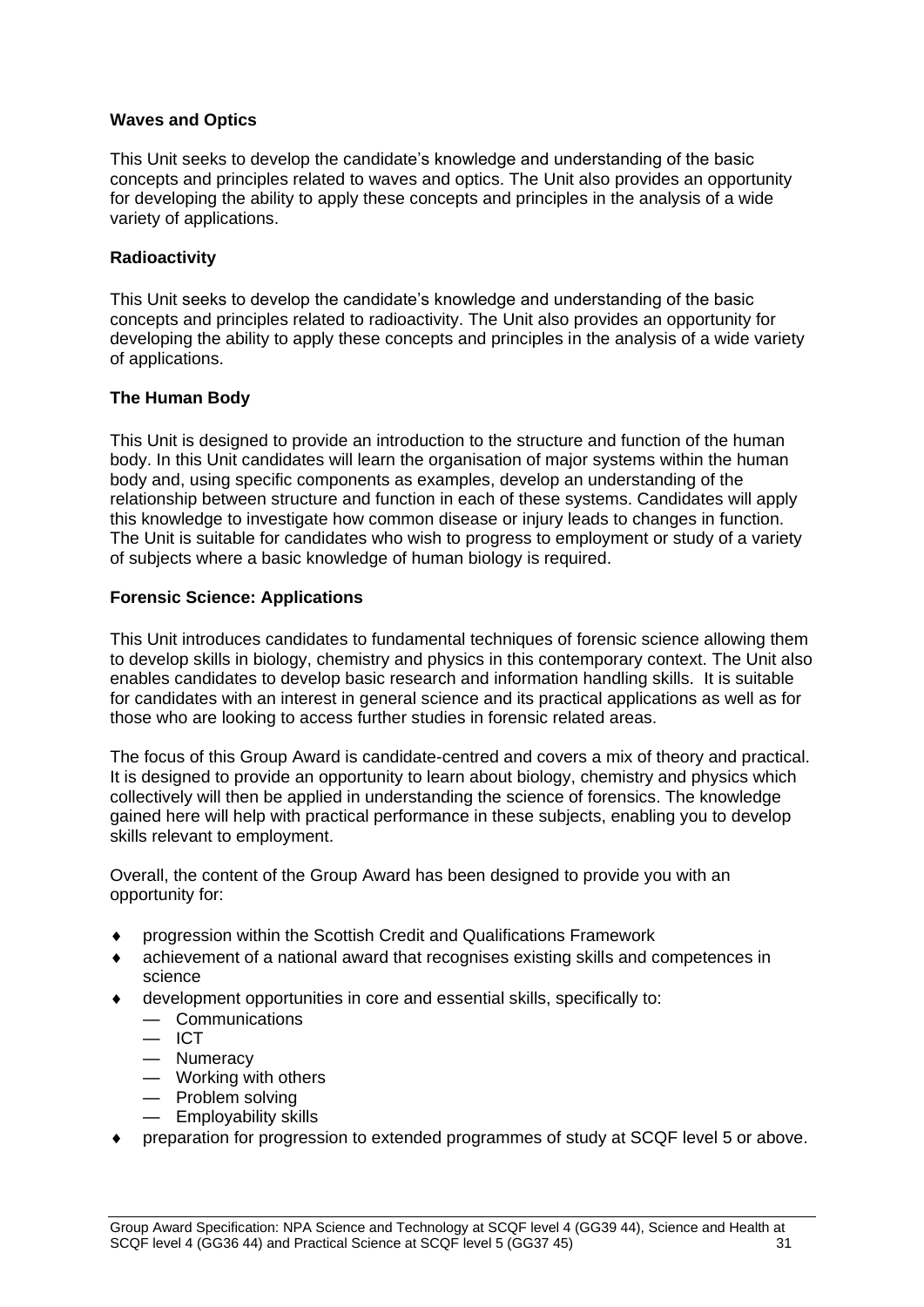### Waves and Optics

This Unit seeks to develop the candidate's knowledge and understanding of the basic concepts and principles related to waves and optics. The Unit also provides an opportunity for developing the ability to apply these concepts and principles in the analysis of a wide variety of applications.

### Radioactivity

This Unit seeks to develop the candidate's knowledge and understanding of the basic concepts and principles related to radioactivity. The Unit also provides an opportunity for developing the ability to apply these concepts and principles in the analysis of a wide variety of applications.

### The Human Body

This Unit is designed to provide an introduction to the structure and function of the human body. In this Unit candidates will learn the organisation of major systems within the human body and, using specific components as examples, develop an understanding of the relationship between structure and function in each of these systems. Candidates will apply this knowledge to investigate how common disease or injury leads to changes in function. The Unit is suitable for candidates who wish to progress to employment or study of a variety of subjects where a basic knowledge of human biology is required.

### Forensic Science: Applications

This Unit introduces candidates to fundamental techniques of forensic science allowing them to develop skills in biology, chemistry and physics in this contemporary context. The Unit also enables candidates to develop basic research and information handling skills. It is suitable for candidates with an interest in general science and its practical applications as well as for those who are looking to access further studies in forensic related areas.

The focus of this Group Award is candidate-centred and covers a mix of theory and practical. It is designed to provide an opportunity to learn about biology, chemistry and physics which collectively will then be applied in understanding the science of forensics. The knowledge gained here will help with practical performance in these subjects, enabling you to develop skills relevant to employment.

Overall, the content of the Group Award has been designed to provide you with an opportunity for:

- progression within the Scottish Credit and Qualifications Framework
- achievement of a national award that recognises existing skills and competences in science
- development opportunities in core and essential skills, specifically to:
  - Communications
  - ICT
  - Numeracy
  - Working with others
  - Problem solving
  - Employability skills
- preparation for progression to extended programmes of study at SCQF level 5 or above.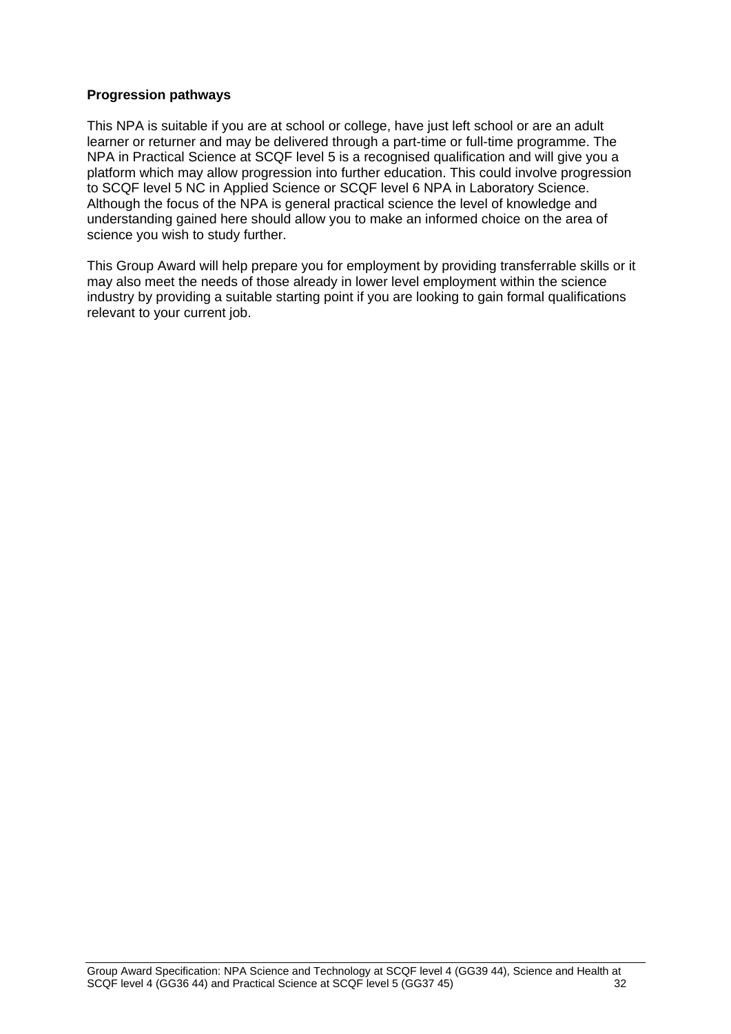**Progression pathways**

This NPA is suitable if you are at school or college, have just left school or are an adult learner or returner and may be delivered through a part-time or full-time programme. The NPA in Practical Science at SCQF level 5 is a recognised qualification and will give you a platform which may allow progression into further education. This could involve progression to SCQF level 5 NC in Applied Science or SCQF level 6 NPA in Laboratory Science. Although the focus of the NPA is general practical science the level of knowledge and understanding gained here should allow you to make an informed choice on the area of science you wish to study further.

This Group Award will help prepare you for employment by providing transferrable skills or it may also meet the needs of those already in lower level employment within the science industry by providing a suitable starting point if you are looking to gain formal qualifications relevant to your current job.